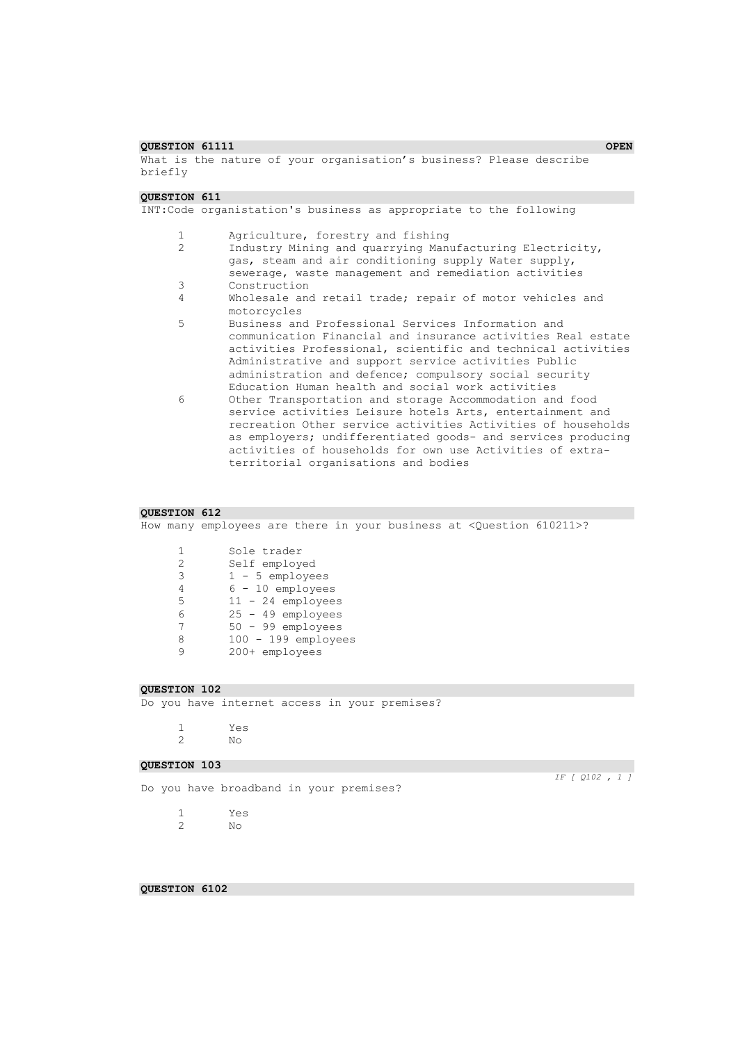**QUESTION 61111** **OPEN**

What is the nature of your organisation's business? Please describe briefly

**QUESTION 611**

INT:Code organistation's business as appropriate to the following

1. Agriculture, forestry and fishing
2. Industry Mining and quarrying Manufacturing Electricity, gas, steam and air conditioning supply Water supply, sewerage, waste management and remediation activities
3. Construction
4. Wholesale and retail trade; repair of motor vehicles and motorcycles
5. Business and Professional Services Information and communication Financial and insurance activities Real estate activities Professional, scientific and technical activities Administrative and support service activities Public administration and defence; compulsory social security Education Human health and social work activities
6. Other Transportation and storage Accommodation and food service activities Leisure hotels Arts, entertainment and recreation Other service activities Activities of households as employers; undifferentiated goods- and services producing activities of households for own use Activities of extra-territorial organisations and bodies

**QUESTION 612**

How many employees are there in your business at <Question 610211>?

1. Sole trader
2. Self employed
3. 1 - 5 employees
4. 6 - 10 employees
5. 11 - 24 employees
6. 25 - 49 employees
7. 50 - 99 employees
8. 100 - 199 employees
9. 200+ employees

**QUESTION 102**

Do you have internet access in your premises?

1. Yes
2. No

**QUESTION 103**

*IF [ Q102 , 1 ]*

Do you have broadband in your premises?

1. Yes
2. No

**QUESTION 6102**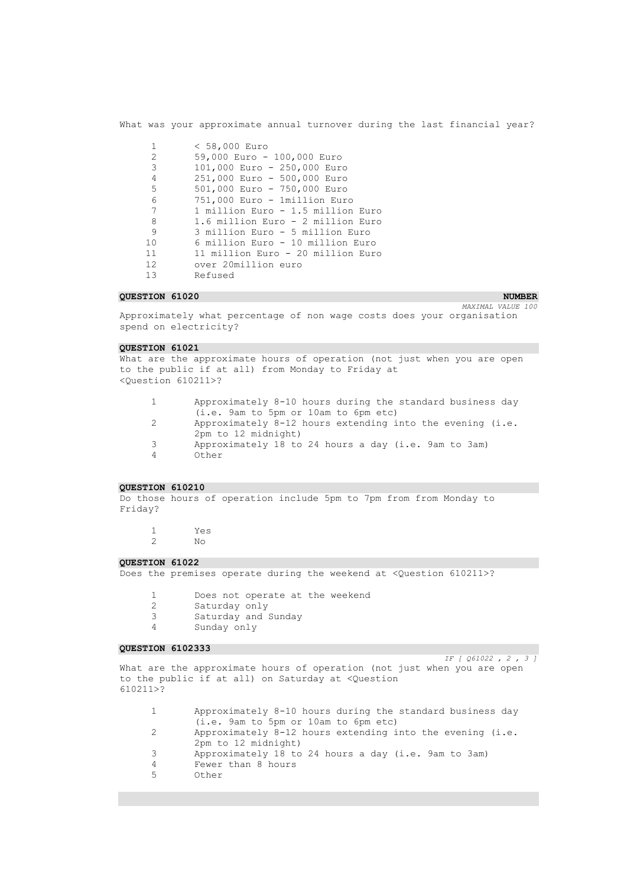What was your approximate annual turnover during the last financial year?

1	< 58,000 Euro
2	59,000 Euro - 100,000 Euro
3	101,000 Euro - 250,000 Euro
4	251,000 Euro - 500,000 Euro
5	501,000 Euro - 750,000 Euro
6	751,000 Euro - 1million Euro
7	1 million Euro - 1.5 million Euro
8	1.6 million Euro - 2 million Euro
9	3 million Euro - 5 million Euro
10	6 million Euro - 10 million Euro
11	11 million Euro - 20 million Euro
12	over 20million euro
13	Refused

**QUESTION 61020** **NUMBER**

*MAXIMAL VALUE 100*

Approximately what percentage of non wage costs does your organisation spend on electricity?

**QUESTION 61021**

What are the approximate hours of operation (not just when you are open to the public if at all) from Monday to Friday at <Question 610211>?

1	Approximately 8-10 hours during the standard business day (i.e. 9am to 5pm or 10am to 6pm etc)
2	Approximately 8-12 hours extending into the evening (i.e. 2pm to 12 midnight)
3	Approximately 18 to 24 hours a day (i.e. 9am to 3am)
4	Other

**QUESTION 610210**

Do those hours of operation include 5pm to 7pm from from Monday to Friday?

1	Yes
2	No

**QUESTION 61022**

Does the premises operate during the weekend at <Question 610211>?

1	Does not operate at the weekend
2	Saturday only
3	Saturday and Sunday
4	Sunday only

**QUESTION 6102333**

*IF [ Q61022 , 2 , 3 ]*

What are the approximate hours of operation (not just when you are open to the public if at all) on Saturday at <Question 610211>?

1	Approximately 8-10 hours during the standard business day (i.e. 9am to 5pm or 10am to 6pm etc)
2	Approximately 8-12 hours extending into the evening (i.e. 2pm to 12 midnight)
3	Approximately 18 to 24 hours a day (i.e. 9am to 3am)
4	Fewer than 8 hours
5	Other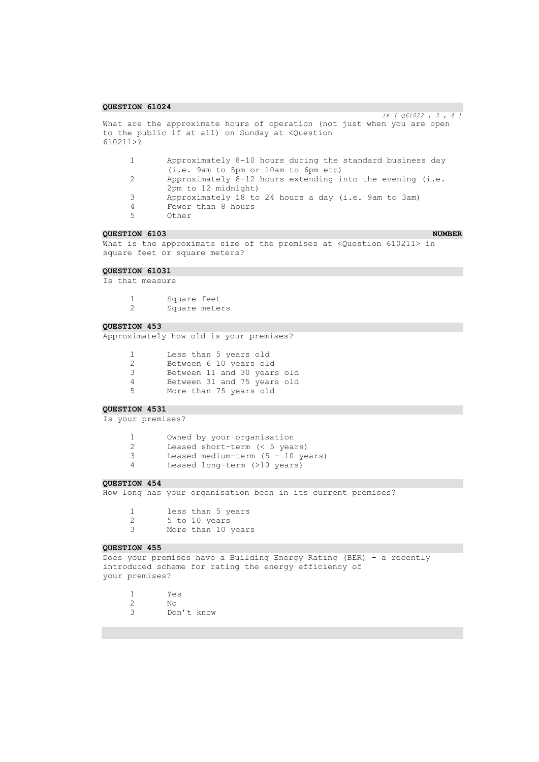**QUESTION 61024**

*IF [ Q61022 , 3 , 4 ]*

What are the approximate hours of operation (not just when you are open to the public if at all) on Sunday at <Question 610211>?

1. Approximately 8-10 hours during the standard business day (i.e. 9am to 5pm or 10am to 6pm etc)
2. Approximately 8-12 hours extending into the evening (i.e. 2pm to 12 midnight)
3. Approximately 18 to 24 hours a day (i.e. 9am to 3am)
4. Fewer than 8 hours
5. Other

**QUESTION 6103** **NUMBER**

What is the approximate size of the premises at <Question 610211> in square feet or square meters?

**QUESTION 61031**

Is that measure

1. Square feet
2. Square meters

**QUESTION 453**

Approximately how old is your premises?

1. Less than 5 years old
2. Between 6 10 years old
3. Between 11 and 30 years old
4. Between 31 and 75 years old
5. More than 75 years old

**QUESTION 4531**

Is your premises?

1. Owned by your organisation
2. Leased short-term (< 5 years)
3. Leased medium-term (5 - 10 years)
4. Leased long-term (>10 years)

**QUESTION 454**

How long has your organisation been in its current premises?

1. less than 5 years
2. 5 to 10 years
3. More than 10 years

**QUESTION 455**

Does your premises have a Building Energy Rating (BER) - a recently introduced scheme for rating the energy efficiency of your premises?

1. Yes
2. No
3. Don't know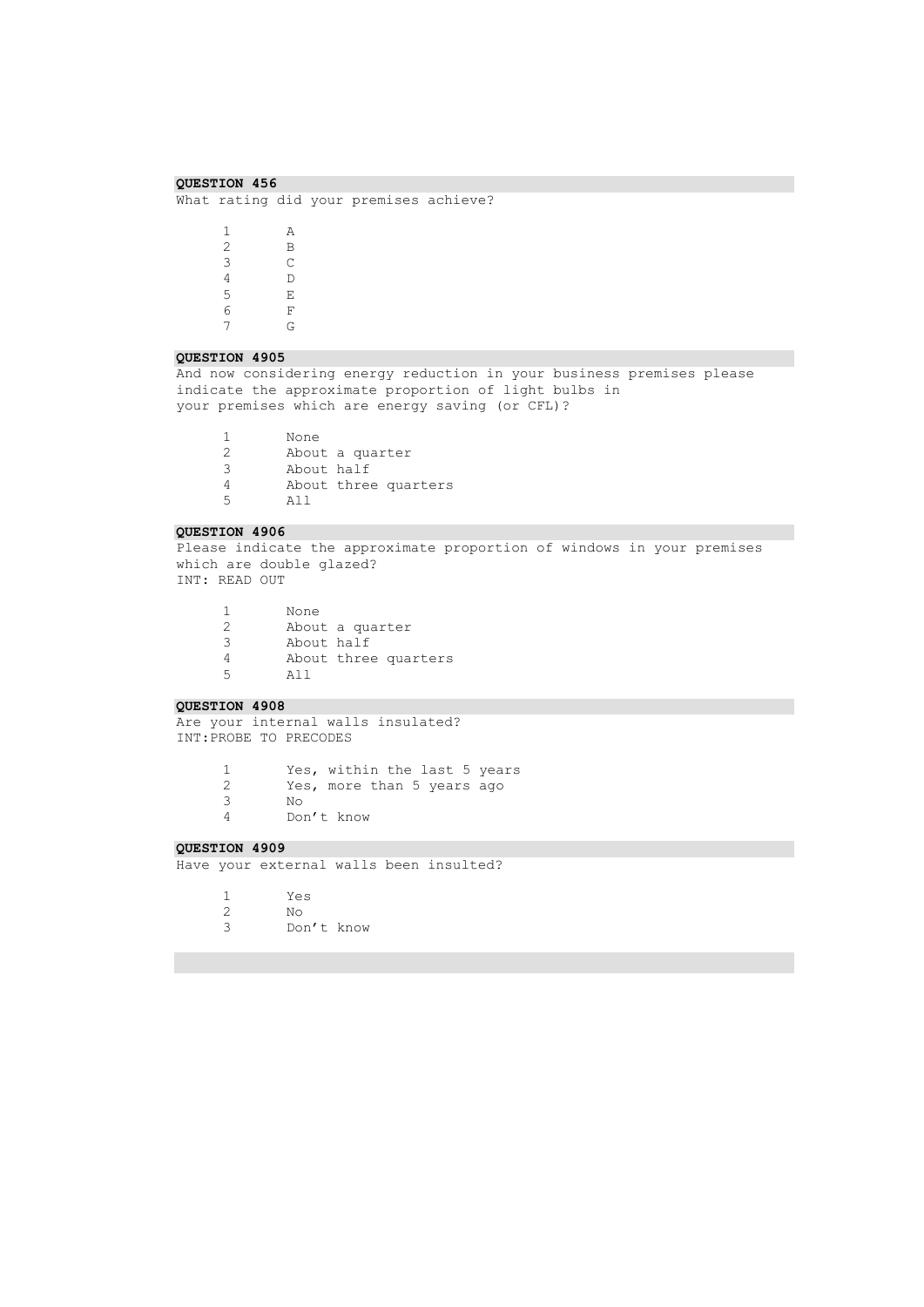**QUESTION 456**

What rating did your premises achieve?

1 A
2 B
3 C
4 D
5 E
6 F
7 G

**QUESTION 4905**

And now considering energy reduction in your business premises please indicate the approximate proportion of light bulbs in your premises which are energy saving (or CFL)?

1 None
2 About a quarter
3 About half
4 About three quarters
5 All

**QUESTION 4906**

Please indicate the approximate proportion of windows in your premises which are double glazed?
INT: READ OUT

1 None
2 About a quarter
3 About half
4 About three quarters
5 All

**QUESTION 4908**

Are your internal walls insulated?
INT:PROBE TO PRECODES

1 Yes, within the last 5 years
2 Yes, more than 5 years ago
3 No
4 Don't know

**QUESTION 4909**

Have your external walls been insulted?

1 Yes
2 No
3 Don't know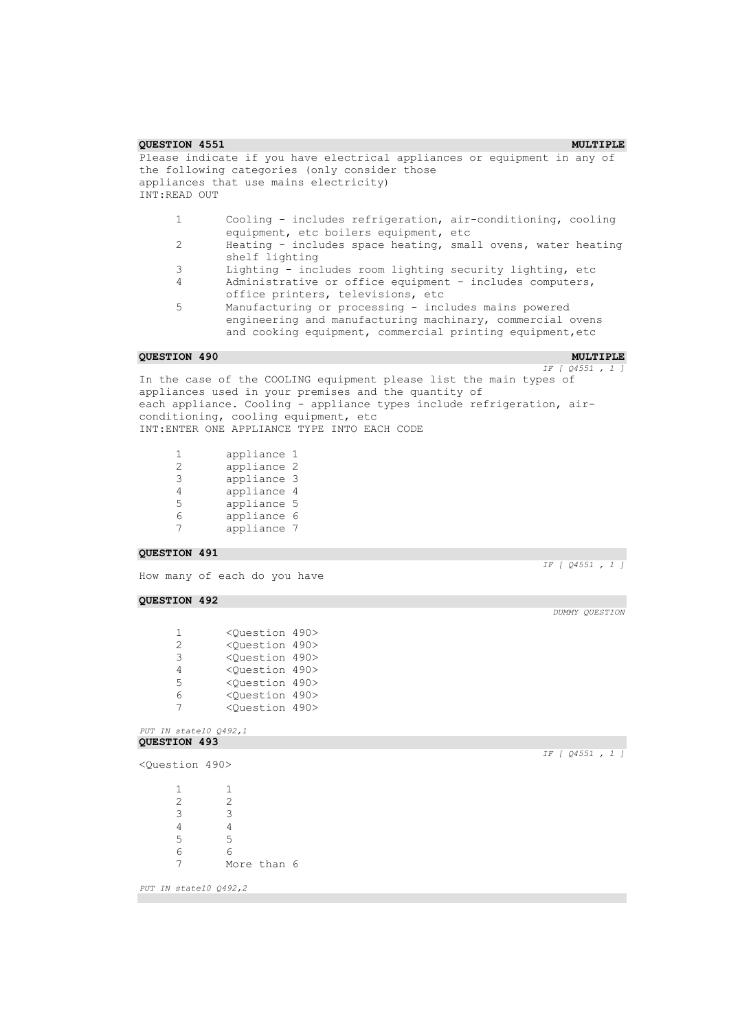**QUESTION 4551** **MULTIPLE**

Please indicate if you have electrical appliances or equipment in any of the following categories (only consider those appliances that use mains electricity)
INT:READ OUT

1 Cooling - includes refrigeration, air-conditioning, cooling equipment, etc boilers equipment, etc
2 Heating - includes space heating, small ovens, water heating shelf lighting
3 Lighting - includes room lighting security lighting, etc
4 Administrative or office equipment - includes computers, office printers, televisions, etc
5 Manufacturing or processing - includes mains powered engineering and manufacturing machinary, commercial ovens and cooking equipment, commercial printing equipment,etc

**QUESTION 490** **MULTIPLE**

*IF [ Q4551 , 1 ]*

In the case of the COOLING equipment please list the main types of appliances used in your premises and the quantity of each appliance. Cooling - appliance types include refrigeration, air-conditioning, cooling equipment, etc
INT:ENTER ONE APPLIANCE TYPE INTO EACH CODE

1 appliance 1
2 appliance 2
3 appliance 3
4 appliance 4
5 appliance 5
6 appliance 6
7 appliance 7

**QUESTION 491**

*IF [ Q4551 , 1 ]*

How many of each do you have

**QUESTION 492**

*DUMMY QUESTION*

1 <Question 490>
2 <Question 490>
3 <Question 490>
4 <Question 490>
5 <Question 490>
6 <Question 490>
7 <Question 490>

*PUT IN state10 Q492,1*

**QUESTION 493**

*IF [ Q4551 , 1 ]*

<Question 490>

1 1
2 2
3 3
4 4
5 5
6 6
7 More than 6

*PUT IN state10 Q492,2*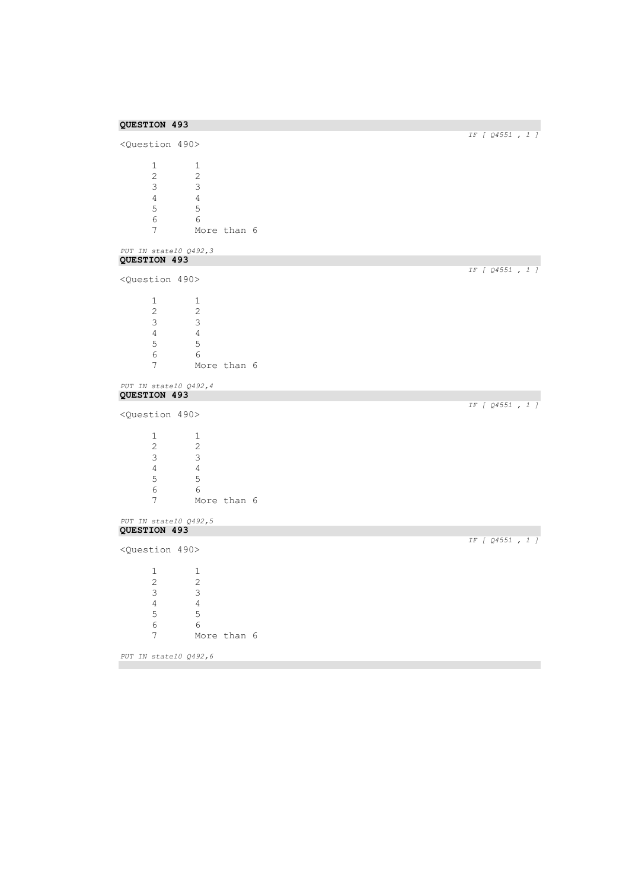**QUESTION 493**

*IF [ Q4551 , 1 ]*

<Question 490>

| | |
|---|---|
| 1 | 1 |
| 2 | 2 |
| 3 | 3 |
| 4 | 4 |
| 5 | 5 |
| 6 | 6 |
| 7 | More than 6 |

*PUT IN state10 Q492,3*

**QUESTION 493**

*IF [ Q4551 , 1 ]*

<Question 490>

| | |
|---|---|
| 1 | 1 |
| 2 | 2 |
| 3 | 3 |
| 4 | 4 |
| 5 | 5 |
| 6 | 6 |
| 7 | More than 6 |

*PUT IN state10 Q492,4*

**QUESTION 493**

*IF [ Q4551 , 1 ]*

<Question 490>

| | |
|---|---|
| 1 | 1 |
| 2 | 2 |
| 3 | 3 |
| 4 | 4 |
| 5 | 5 |
| 6 | 6 |
| 7 | More than 6 |

*PUT IN state10 Q492,5*

**QUESTION 493**

*IF [ Q4551 , 1 ]*

<Question 490>

| | |
|---|---|
| 1 | 1 |
| 2 | 2 |
| 3 | 3 |
| 4 | 4 |
| 5 | 5 |
| 6 | 6 |
| 7 | More than 6 |

*PUT IN state10 Q492,6*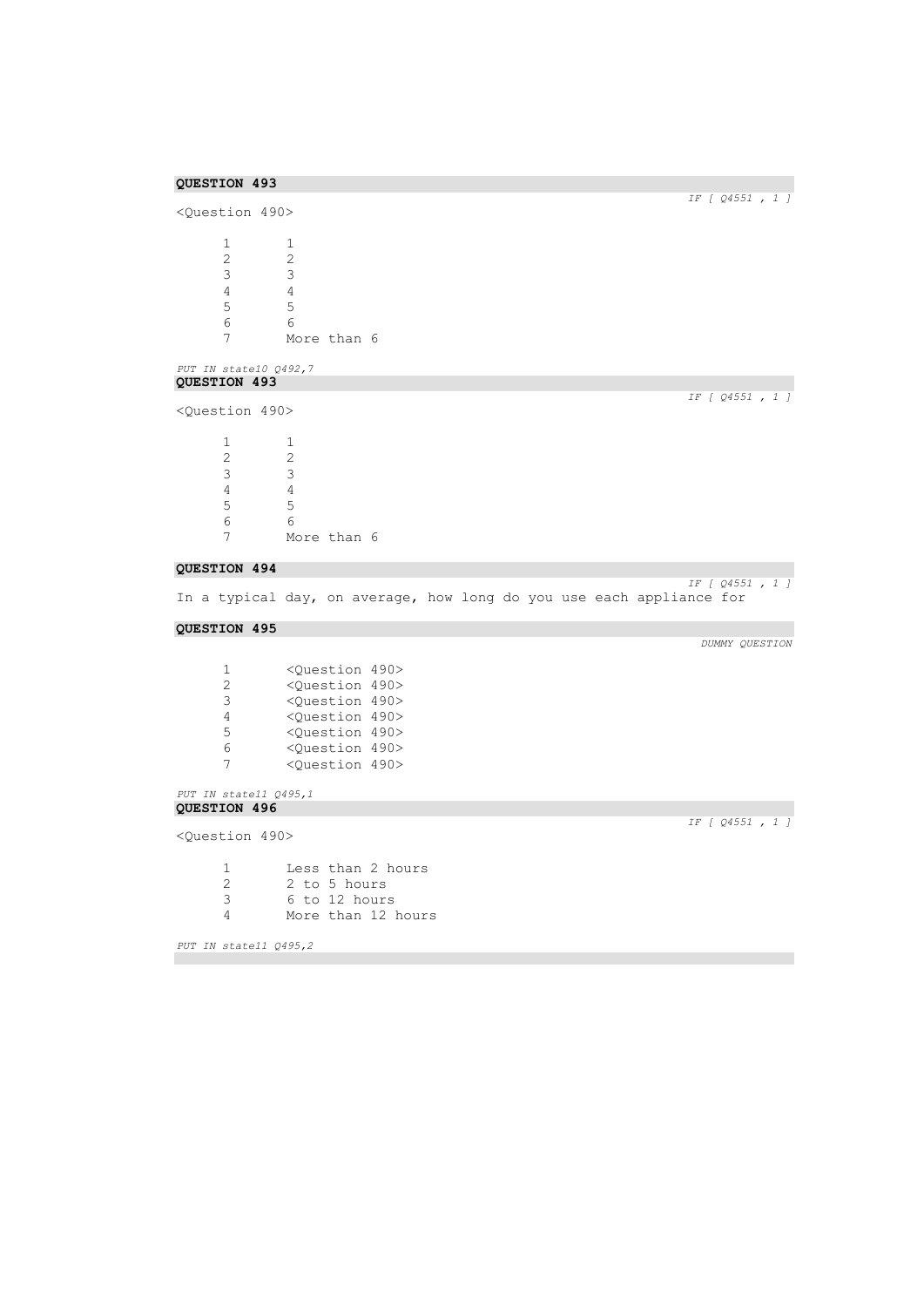**QUESTION 493**

*IF [ Q4551 , 1 ]*

<Question 490>

| | |
|---|---|
| 1 | 1 |
| 2 | 2 |
| 3 | 3 |
| 4 | 4 |
| 5 | 5 |
| 6 | 6 |
| 7 | More than 6 |

*PUT IN state10 Q492,7*

**QUESTION 493**

*IF [ Q4551 , 1 ]*

<Question 490>

| | |
|---|---|
| 1 | 1 |
| 2 | 2 |
| 3 | 3 |
| 4 | 4 |
| 5 | 5 |
| 6 | 6 |
| 7 | More than 6 |

**QUESTION 494**

*IF [ Q4551 , 1 ]*

In a typical day, on average, how long do you use each appliance for

**QUESTION 495**

*DUMMY QUESTION*

| | |
|---|---|
| 1 | <Question 490> |
| 2 | <Question 490> |
| 3 | <Question 490> |
| 4 | <Question 490> |
| 5 | <Question 490> |
| 6 | <Question 490> |
| 7 | <Question 490> |

*PUT IN state11 Q495,1*

**QUESTION 496**

*IF [ Q4551 , 1 ]*

<Question 490>

| | |
|---|---|
| 1 | Less than 2 hours |
| 2 | 2 to 5 hours |
| 3 | 6 to 12 hours |
| 4 | More than 12 hours |

*PUT IN state11 Q495,2*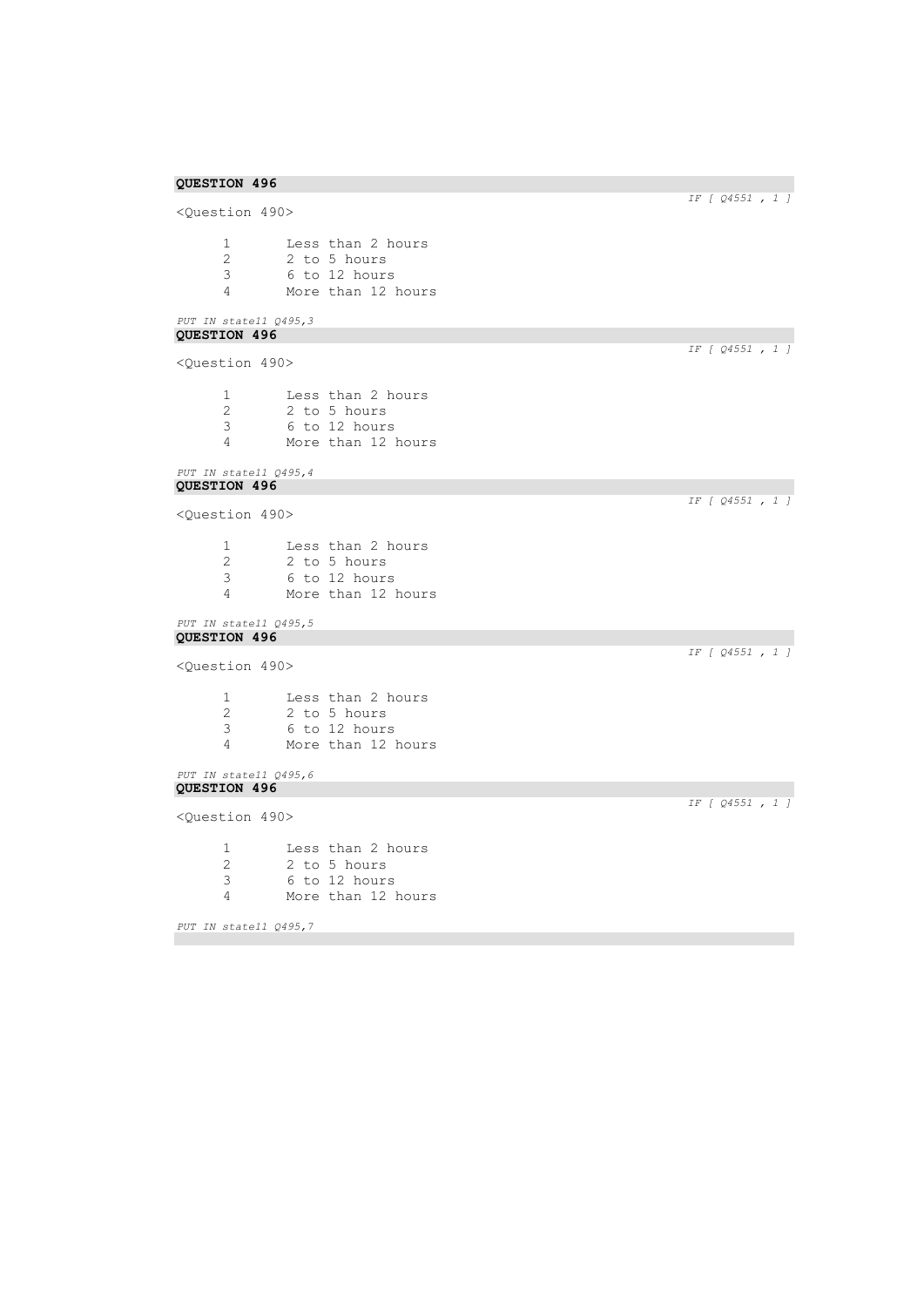**QUESTION 496**

*IF [ Q4551 , 1 ]*

<Question 490>

1 Less than 2 hours
2 2 to 5 hours
3 6 to 12 hours
4 More than 12 hours

*PUT IN state11 Q495,3*

**QUESTION 496**

*IF [ Q4551 , 1 ]*

<Question 490>

1 Less than 2 hours
2 2 to 5 hours
3 6 to 12 hours
4 More than 12 hours

*PUT IN state11 Q495,4*

**QUESTION 496**

*IF [ Q4551 , 1 ]*

<Question 490>

1 Less than 2 hours
2 2 to 5 hours
3 6 to 12 hours
4 More than 12 hours

*PUT IN state11 Q495,5*

**QUESTION 496**

*IF [ Q4551 , 1 ]*

<Question 490>

1 Less than 2 hours
2 2 to 5 hours
3 6 to 12 hours
4 More than 12 hours

*PUT IN state11 Q495,6*

**QUESTION 496**

*IF [ Q4551 , 1 ]*

<Question 490>

1 Less than 2 hours
2 2 to 5 hours
3 6 to 12 hours
4 More than 12 hours

*PUT IN state11 Q495,7*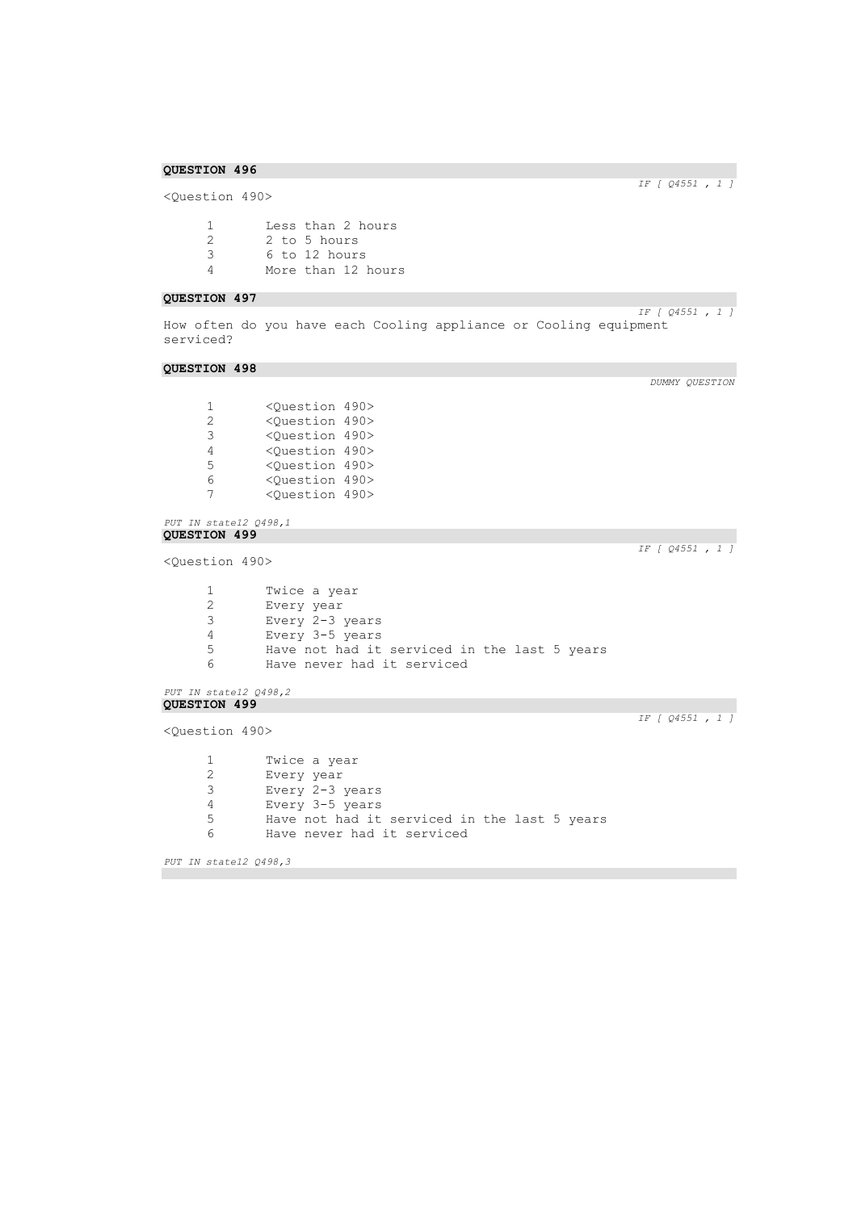**QUESTION 496**

*IF [ Q4551 , 1 ]*

<Question 490>

1 Less than 2 hours
2 2 to 5 hours
3 6 to 12 hours
4 More than 12 hours

**QUESTION 497**

*IF [ Q4551 , 1 ]*

How often do you have each Cooling appliance or Cooling equipment serviced?

**QUESTION 498**

*DUMMY QUESTION*

1 <Question 490>
2 <Question 490>
3 <Question 490>
4 <Question 490>
5 <Question 490>
6 <Question 490>
7 <Question 490>

*PUT IN state12 Q498,1*

**QUESTION 499**

*IF [ Q4551 , 1 ]*

<Question 490>

1 Twice a year
2 Every year
3 Every 2-3 years
4 Every 3-5 years
5 Have not had it serviced in the last 5 years
6 Have never had it serviced

*PUT IN state12 Q498,2*

**QUESTION 499**

*IF [ Q4551 , 1 ]*

<Question 490>

1 Twice a year
2 Every year
3 Every 2-3 years
4 Every 3-5 years
5 Have not had it serviced in the last 5 years
6 Have never had it serviced

*PUT IN state12 Q498,3*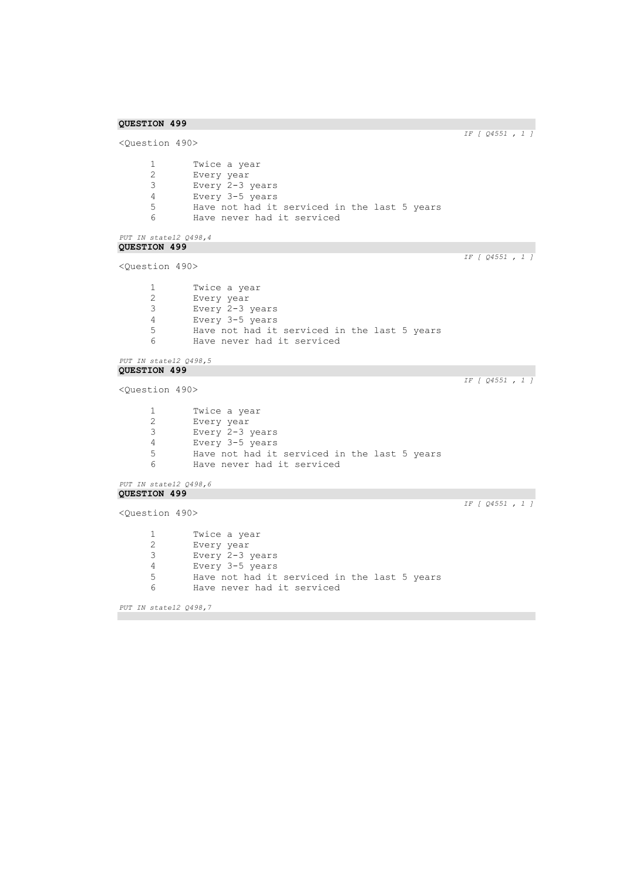**QUESTION 499**

*IF [ Q4551 , 1 ]*

<Question 490>

| | |
|---|---|
| 1 | Twice a year |
| 2 | Every year |
| 3 | Every 2-3 years |
| 4 | Every 3-5 years |
| 5 | Have not had it serviced in the last 5 years |
| 6 | Have never had it serviced |

*PUT IN state12 Q498,4*

**QUESTION 499**

*IF [ Q4551 , 1 ]*

<Question 490>

| | |
|---|---|
| 1 | Twice a year |
| 2 | Every year |
| 3 | Every 2-3 years |
| 4 | Every 3-5 years |
| 5 | Have not had it serviced in the last 5 years |
| 6 | Have never had it serviced |

*PUT IN state12 Q498,5*

**QUESTION 499**

*IF [ Q4551 , 1 ]*

<Question 490>

| | |
|---|---|
| 1 | Twice a year |
| 2 | Every year |
| 3 | Every 2-3 years |
| 4 | Every 3-5 years |
| 5 | Have not had it serviced in the last 5 years |
| 6 | Have never had it serviced |

*PUT IN state12 Q498,6*

**QUESTION 499**

*IF [ Q4551 , 1 ]*

<Question 490>

| | |
|---|---|
| 1 | Twice a year |
| 2 | Every year |
| 3 | Every 2-3 years |
| 4 | Every 3-5 years |
| 5 | Have not had it serviced in the last 5 years |
| 6 | Have never had it serviced |

*PUT IN state12 Q498,7*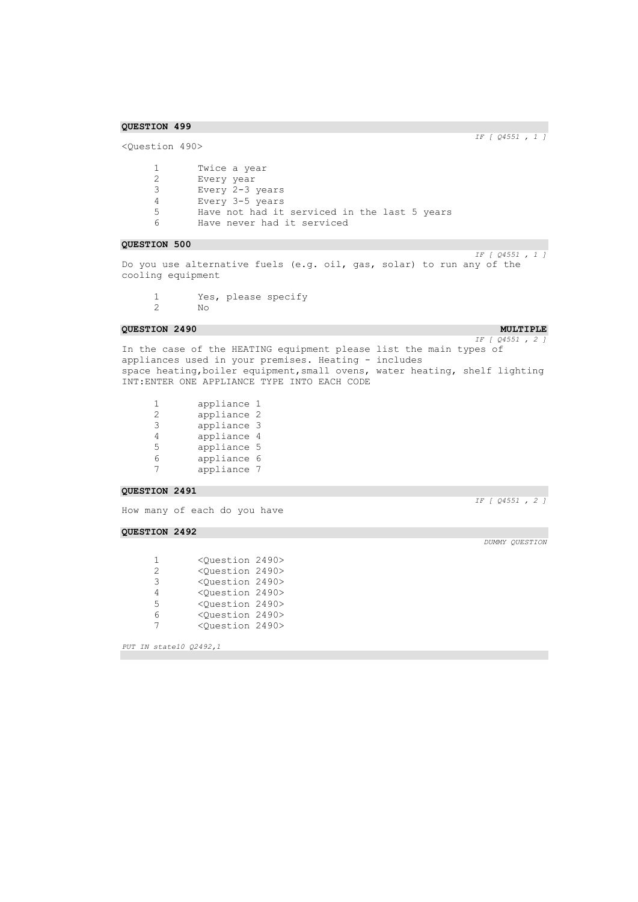**QUESTION 499**

*IF [ Q4551 , 1 ]*

<Question 490>

1 Twice a year
2 Every year
3 Every 2-3 years
4 Every 3-5 years
5 Have not had it serviced in the last 5 years
6 Have never had it serviced

**QUESTION 500**

*IF [ Q4551 , 1 ]*

Do you use alternative fuels (e.g. oil, gas, solar) to run any of the cooling equipment

1 Yes, please specify
2 No

**QUESTION 2490** **MULTIPLE**

*IF [ Q4551 , 2 ]*

In the case of the HEATING equipment please list the main types of appliances used in your premises. Heating - includes space heating,boiler equipment,small ovens, water heating, shelf lighting INT:ENTER ONE APPLIANCE TYPE INTO EACH CODE

1 appliance 1
2 appliance 2
3 appliance 3
4 appliance 4
5 appliance 5
6 appliance 6
7 appliance 7

**QUESTION 2491**

*IF [ Q4551 , 2 ]*

How many of each do you have

**QUESTION 2492**

*DUMMY QUESTION*

1 <Question 2490>
2 <Question 2490>
3 <Question 2490>
4 <Question 2490>
5 <Question 2490>
6 <Question 2490>
7 <Question 2490>

*PUT IN state10 Q2492,1*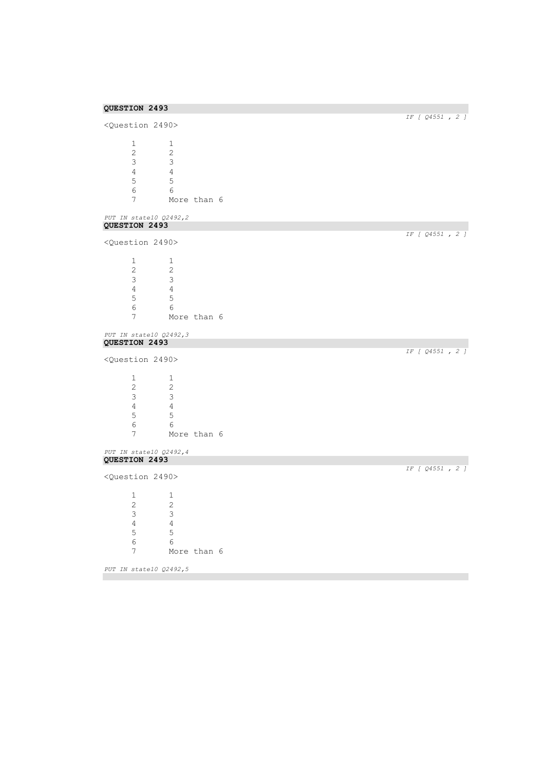**QUESTION 2493**

*IF [ Q4551 , 2 ]*

<Question 2490>

| | |
|---|---|
| 1 | 1 |
| 2 | 2 |
| 3 | 3 |
| 4 | 4 |
| 5 | 5 |
| 6 | 6 |
| 7 | More than 6 |

*PUT IN state10 Q2492,2*

**QUESTION 2493**

*IF [ Q4551 , 2 ]*

<Question 2490>

| | |
|---|---|
| 1 | 1 |
| 2 | 2 |
| 3 | 3 |
| 4 | 4 |
| 5 | 5 |
| 6 | 6 |
| 7 | More than 6 |

*PUT IN state10 Q2492,3*

**QUESTION 2493**

*IF [ Q4551 , 2 ]*

<Question 2490>

| | |
|---|---|
| 1 | 1 |
| 2 | 2 |
| 3 | 3 |
| 4 | 4 |
| 5 | 5 |
| 6 | 6 |
| 7 | More than 6 |

*PUT IN state10 Q2492,4*

**QUESTION 2493**

*IF [ Q4551 , 2 ]*

<Question 2490>

| | |
|---|---|
| 1 | 1 |
| 2 | 2 |
| 3 | 3 |
| 4 | 4 |
| 5 | 5 |
| 6 | 6 |
| 7 | More than 6 |

*PUT IN state10 Q2492,5*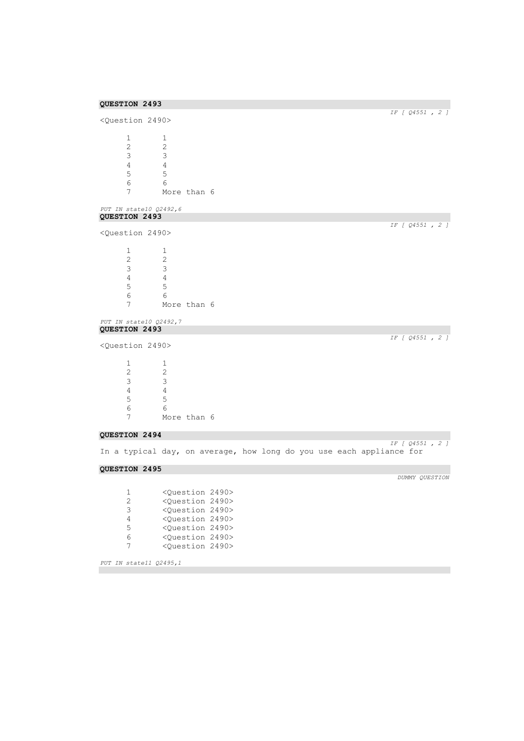**QUESTION 2493**

*IF [ Q4551 , 2 ]*

<Question 2490>

| | |
|---|---|
| 1 | 1 |
| 2 | 2 |
| 3 | 3 |
| 4 | 4 |
| 5 | 5 |
| 6 | 6 |
| 7 | More than 6 |

*PUT IN state10 Q2492,6*

**QUESTION 2493**

*IF [ Q4551 , 2 ]*

<Question 2490>

| | |
|---|---|
| 1 | 1 |
| 2 | 2 |
| 3 | 3 |
| 4 | 4 |
| 5 | 5 |
| 6 | 6 |
| 7 | More than 6 |

*PUT IN state10 Q2492,7*

**QUESTION 2493**

*IF [ Q4551 , 2 ]*

<Question 2490>

| | |
|---|---|
| 1 | 1 |
| 2 | 2 |
| 3 | 3 |
| 4 | 4 |
| 5 | 5 |
| 6 | 6 |
| 7 | More than 6 |

**QUESTION 2494**

*IF [ Q4551 , 2 ]*

In a typical day, on average, how long do you use each appliance for

**QUESTION 2495**

*DUMMY QUESTION*

| | |
|---|---|
| 1 | <Question 2490> |
| 2 | <Question 2490> |
| 3 | <Question 2490> |
| 4 | <Question 2490> |
| 5 | <Question 2490> |
| 6 | <Question 2490> |
| 7 | <Question 2490> |

*PUT IN state11 Q2495,1*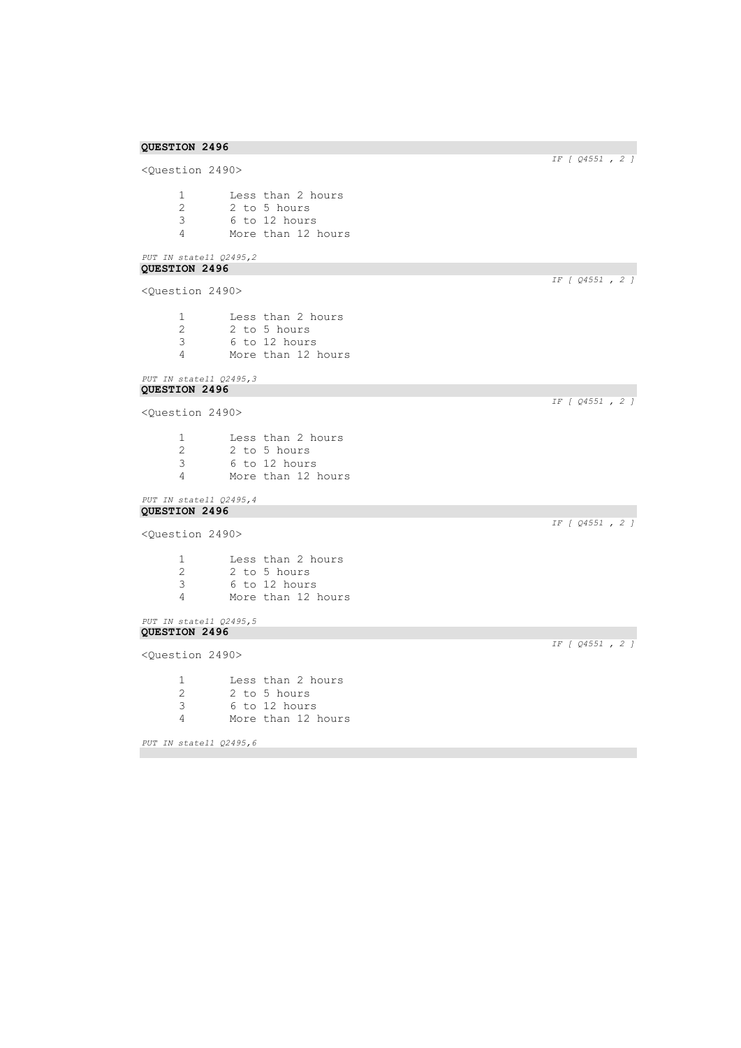**QUESTION 2496**

*IF [ Q4551 , 2 ]*

<Question 2490>

1 Less than 2 hours
2 2 to 5 hours
3 6 to 12 hours
4 More than 12 hours

*PUT IN state11 Q2495,2*

**QUESTION 2496**

*IF [ Q4551 , 2 ]*

<Question 2490>

1 Less than 2 hours
2 2 to 5 hours
3 6 to 12 hours
4 More than 12 hours

*PUT IN state11 Q2495,3*

**QUESTION 2496**

*IF [ Q4551 , 2 ]*

<Question 2490>

1 Less than 2 hours
2 2 to 5 hours
3 6 to 12 hours
4 More than 12 hours

*PUT IN state11 Q2495,4*

**QUESTION 2496**

*IF [ Q4551 , 2 ]*

<Question 2490>

1 Less than 2 hours
2 2 to 5 hours
3 6 to 12 hours
4 More than 12 hours

*PUT IN state11 Q2495,5*

**QUESTION 2496**

*IF [ Q4551 , 2 ]*

<Question 2490>

1 Less than 2 hours
2 2 to 5 hours
3 6 to 12 hours
4 More than 12 hours

*PUT IN state11 Q2495,6*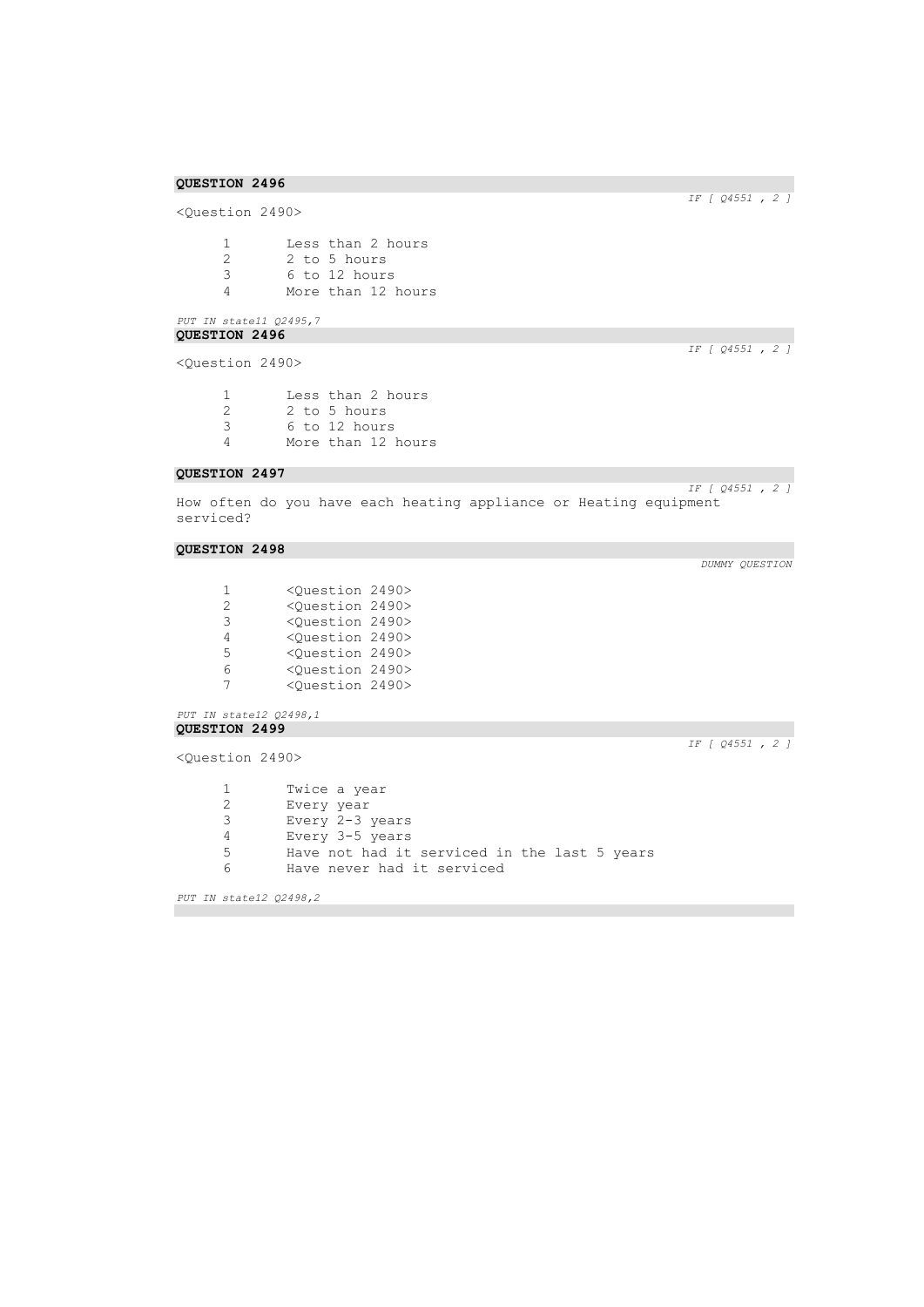**QUESTION 2496**

*IF [ Q4551 , 2 ]*

<Question 2490>

1 Less than 2 hours
2 2 to 5 hours
3 6 to 12 hours
4 More than 12 hours

*PUT IN state11 Q2495,7*

**QUESTION 2496**

*IF [ Q4551 , 2 ]*

<Question 2490>

1 Less than 2 hours
2 2 to 5 hours
3 6 to 12 hours
4 More than 12 hours

**QUESTION 2497**

*IF [ Q4551 , 2 ]*

How often do you have each heating appliance or Heating equipment serviced?

**QUESTION 2498**

*DUMMY QUESTION*

1 <Question 2490>
2 <Question 2490>
3 <Question 2490>
4 <Question 2490>
5 <Question 2490>
6 <Question 2490>
7 <Question 2490>

*PUT IN state12 Q2498,1*

**QUESTION 2499**

*IF [ Q4551 , 2 ]*

<Question 2490>

1 Twice a year
2 Every year
3 Every 2-3 years
4 Every 3-5 years
5 Have not had it serviced in the last 5 years
6 Have never had it serviced

*PUT IN state12 Q2498,2*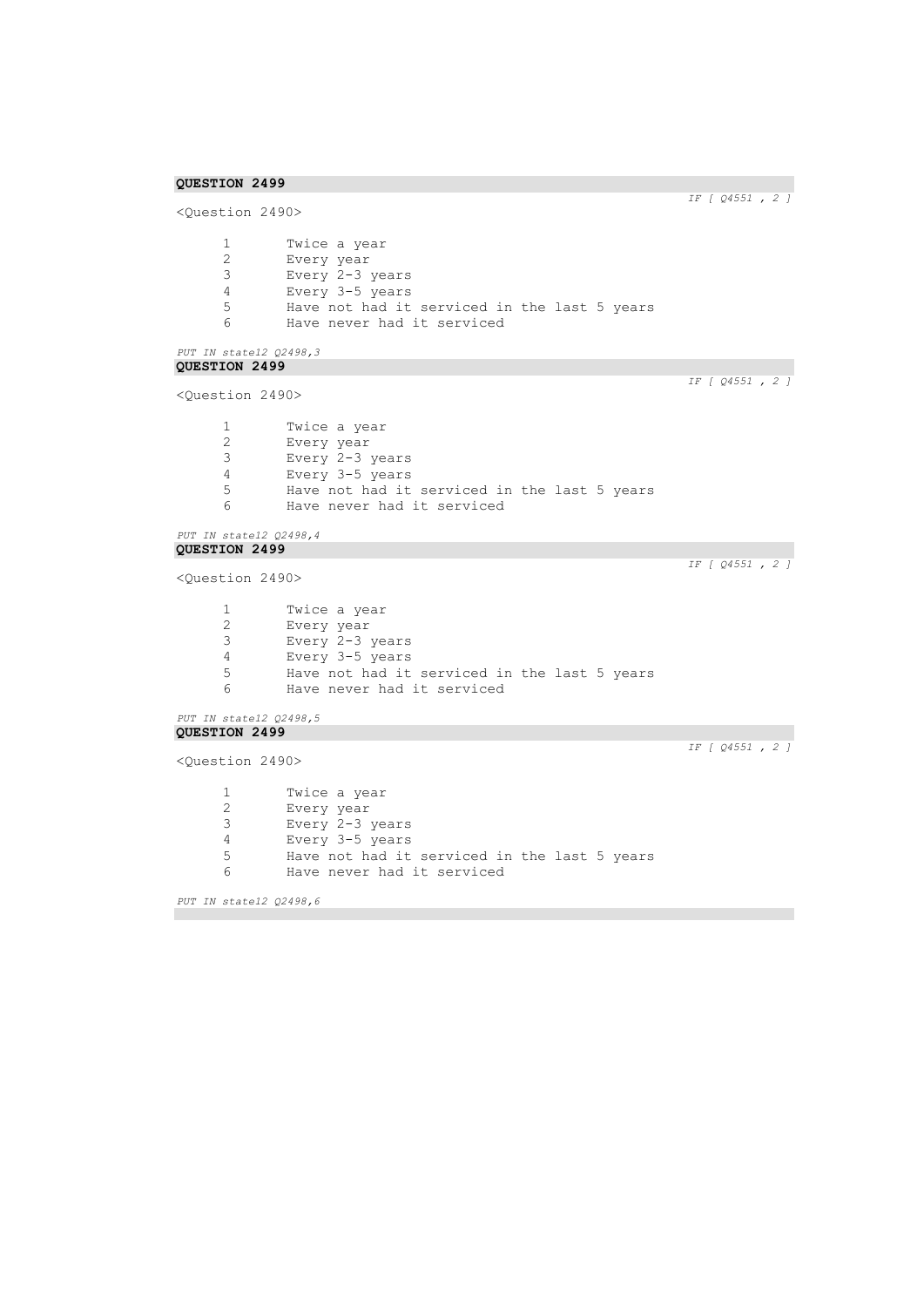**QUESTION 2499**

*IF [ Q4551 , 2 ]*

<Question 2490>

1 Twice a year
2 Every year
3 Every 2-3 years
4 Every 3-5 years
5 Have not had it serviced in the last 5 years
6 Have never had it serviced

*PUT IN state12 Q2498,3*

**QUESTION 2499**

*IF [ Q4551 , 2 ]*

<Question 2490>

1 Twice a year
2 Every year
3 Every 2-3 years
4 Every 3-5 years
5 Have not had it serviced in the last 5 years
6 Have never had it serviced

*PUT IN state12 Q2498,4*

**QUESTION 2499**

*IF [ Q4551 , 2 ]*

<Question 2490>

1 Twice a year
2 Every year
3 Every 2-3 years
4 Every 3-5 years
5 Have not had it serviced in the last 5 years
6 Have never had it serviced

*PUT IN state12 Q2498,5*

**QUESTION 2499**

*IF [ Q4551 , 2 ]*

<Question 2490>

1 Twice a year
2 Every year
3 Every 2-3 years
4 Every 3-5 years
5 Have not had it serviced in the last 5 years
6 Have never had it serviced

*PUT IN state12 Q2498,6*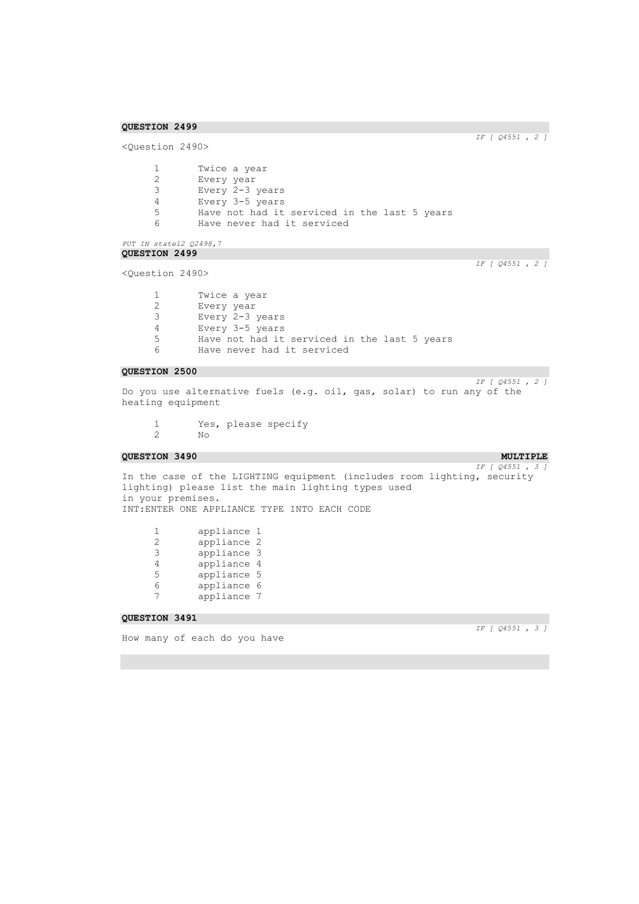**QUESTION 2499**

*IF [ Q4551 , 2 ]*

<Question 2490>

1 Twice a year
2 Every year
3 Every 2-3 years
4 Every 3-5 years
5 Have not had it serviced in the last 5 years
6 Have never had it serviced

*PUT IN state12 Q2498,7*

**QUESTION 2499**

*IF [ Q4551 , 2 ]*

<Question 2490>

1 Twice a year
2 Every year
3 Every 2-3 years
4 Every 3-5 years
5 Have not had it serviced in the last 5 years
6 Have never had it serviced

**QUESTION 2500**

*IF [ Q4551 , 2 ]*

Do you use alternative fuels (e.g. oil, gas, solar) to run any of the heating equipment

1 Yes, please specify
2 No

**QUESTION 3490** **MULTIPLE**

*IF [ Q4551 , 3 ]*

In the case of the LIGHTING equipment (includes room lighting, security lighting) please list the main lighting types used
in your premises.
INT:ENTER ONE APPLIANCE TYPE INTO EACH CODE

1 appliance 1
2 appliance 2
3 appliance 3
4 appliance 4
5 appliance 5
6 appliance 6
7 appliance 7

**QUESTION 3491**

*IF [ Q4551 , 3 ]*

How many of each do you have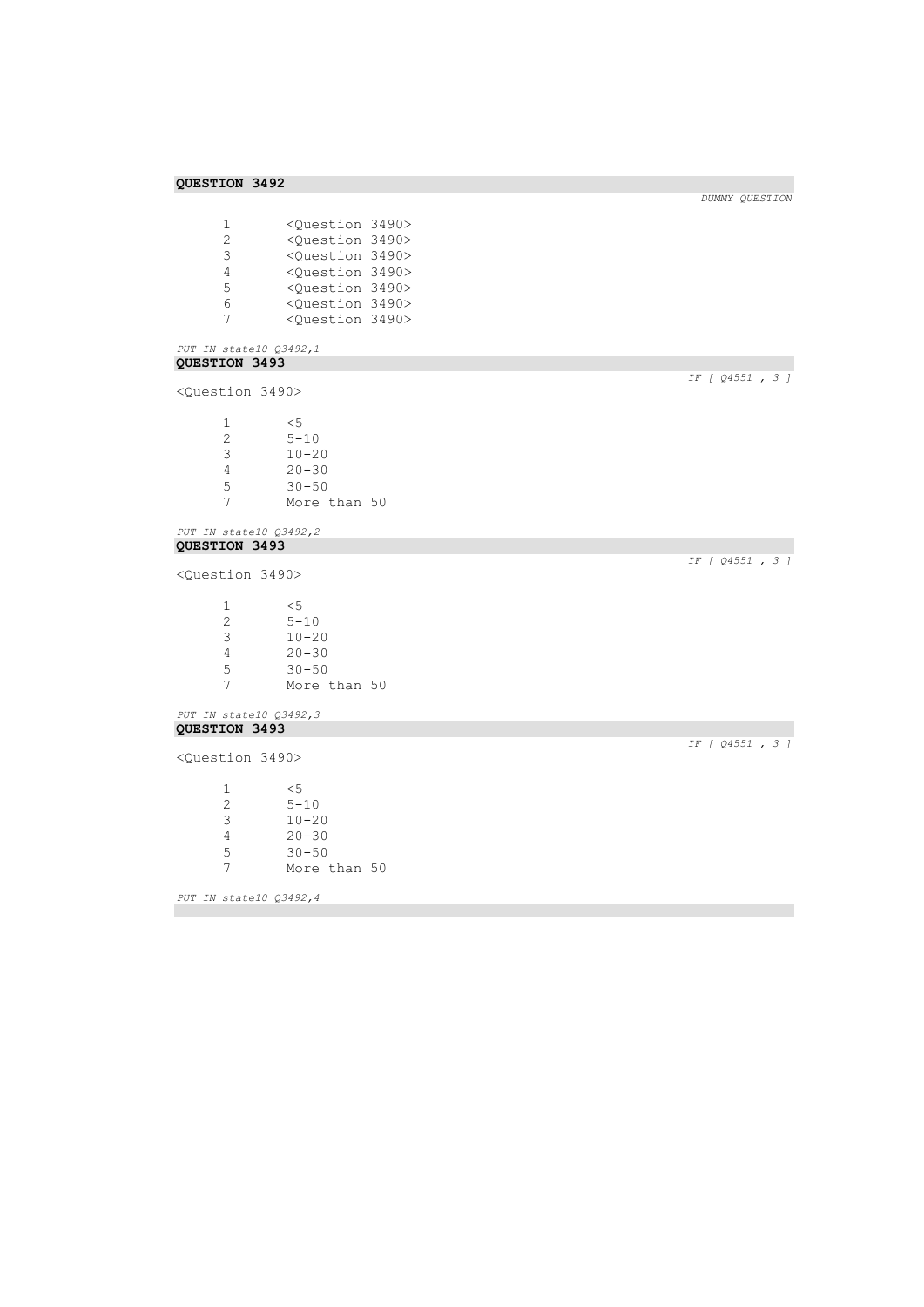**QUESTION 3492**

*DUMMY QUESTION*

| | |
|---|---|
| 1 | <Question 3490> |
| 2 | <Question 3490> |
| 3 | <Question 3490> |
| 4 | <Question 3490> |
| 5 | <Question 3490> |
| 6 | <Question 3490> |
| 7 | <Question 3490> |

*PUT IN state10 Q3492,1*

**QUESTION 3493**

*IF [ Q4551 , 3 ]*

<Question 3490>

| | |
|---|---|
| 1 | <5 |
| 2 | 5-10 |
| 3 | 10-20 |
| 4 | 20-30 |
| 5 | 30-50 |
| 7 | More than 50 |

*PUT IN state10 Q3492,2*

**QUESTION 3493**

*IF [ Q4551 , 3 ]*

<Question 3490>

| | |
|---|---|
| 1 | <5 |
| 2 | 5-10 |
| 3 | 10-20 |
| 4 | 20-30 |
| 5 | 30-50 |
| 7 | More than 50 |

*PUT IN state10 Q3492,3*

**QUESTION 3493**

*IF [ Q4551 , 3 ]*

<Question 3490>

| | |
|---|---|
| 1 | <5 |
| 2 | 5-10 |
| 3 | 10-20 |
| 4 | 20-30 |
| 5 | 30-50 |
| 7 | More than 50 |

*PUT IN state10 Q3492,4*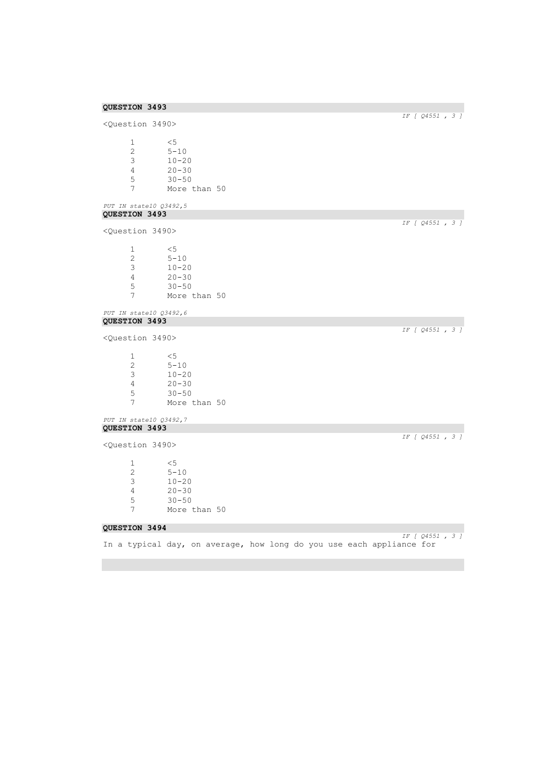**QUESTION 3493**

*IF [ Q4551 , 3 ]*

<Question 3490>

| | |
|---|---|
| 1 | <5 |
| 2 | 5-10 |
| 3 | 10-20 |
| 4 | 20-30 |
| 5 | 30-50 |
| 7 | More than 50 |

*PUT IN state10 Q3492,5*

**QUESTION 3493**

*IF [ Q4551 , 3 ]*

<Question 3490>

| | |
|---|---|
| 1 | <5 |
| 2 | 5-10 |
| 3 | 10-20 |
| 4 | 20-30 |
| 5 | 30-50 |
| 7 | More than 50 |

*PUT IN state10 Q3492,6*

**QUESTION 3493**

*IF [ Q4551 , 3 ]*

<Question 3490>

| | |
|---|---|
| 1 | <5 |
| 2 | 5-10 |
| 3 | 10-20 |
| 4 | 20-30 |
| 5 | 30-50 |
| 7 | More than 50 |

*PUT IN state10 Q3492,7*

**QUESTION 3493**

*IF [ Q4551 , 3 ]*

<Question 3490>

| | |
|---|---|
| 1 | <5 |
| 2 | 5-10 |
| 3 | 10-20 |
| 4 | 20-30 |
| 5 | 30-50 |
| 7 | More than 50 |

**QUESTION 3494**

*IF [ Q4551 , 3 ]*

In a typical day, on average, how long do you use each appliance for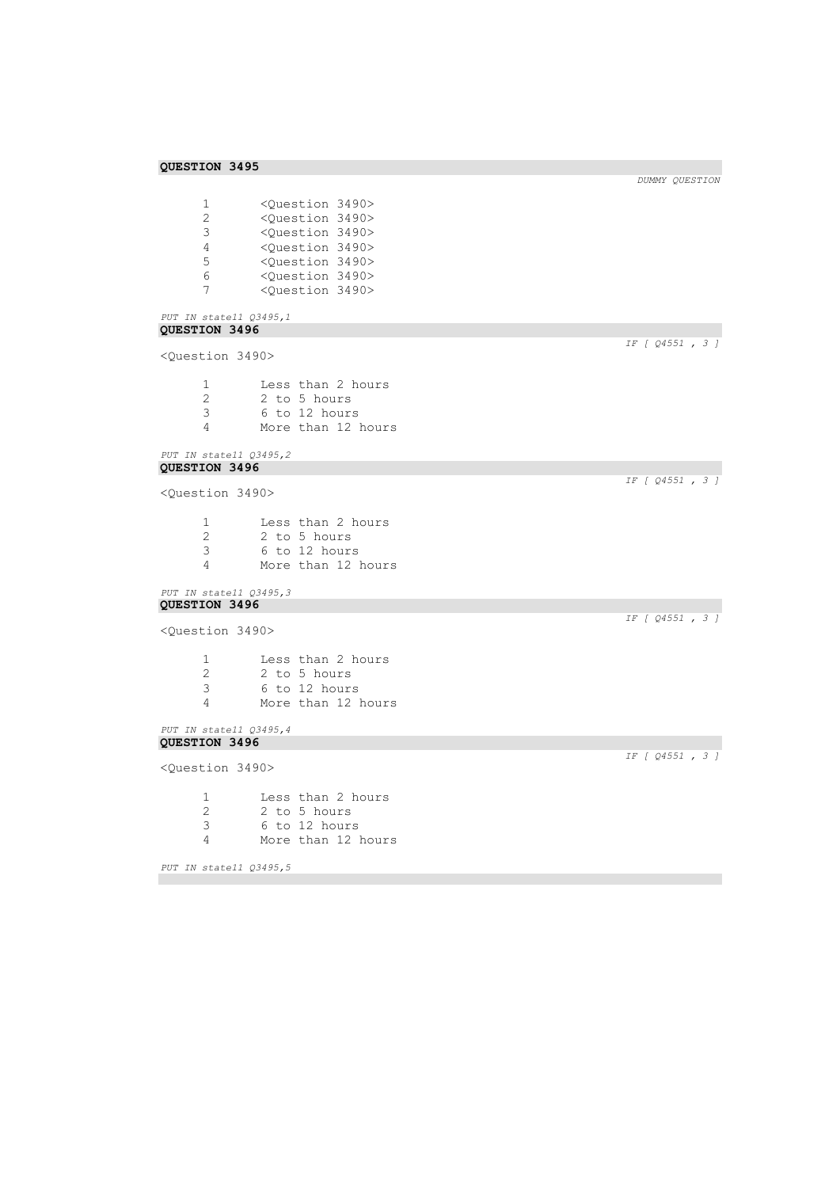**QUESTION 3495**

*DUMMY QUESTION*

1 <Question 3490>
2 <Question 3490>
3 <Question 3490>
4 <Question 3490>
5 <Question 3490>
6 <Question 3490>
7 <Question 3490>

*PUT IN state11 Q3495,1*

**QUESTION 3496**

*IF [ Q4551 , 3 ]*

<Question 3490>

1 Less than 2 hours
2 2 to 5 hours
3 6 to 12 hours
4 More than 12 hours

*PUT IN state11 Q3495,2*

**QUESTION 3496**

*IF [ Q4551 , 3 ]*

<Question 3490>

1 Less than 2 hours
2 2 to 5 hours
3 6 to 12 hours
4 More than 12 hours

*PUT IN state11 Q3495,3*

**QUESTION 3496**

*IF [ Q4551 , 3 ]*

<Question 3490>

1 Less than 2 hours
2 2 to 5 hours
3 6 to 12 hours
4 More than 12 hours

*PUT IN state11 Q3495,4*

**QUESTION 3496**

*IF [ Q4551 , 3 ]*

<Question 3490>

1 Less than 2 hours
2 2 to 5 hours
3 6 to 12 hours
4 More than 12 hours

*PUT IN state11 Q3495,5*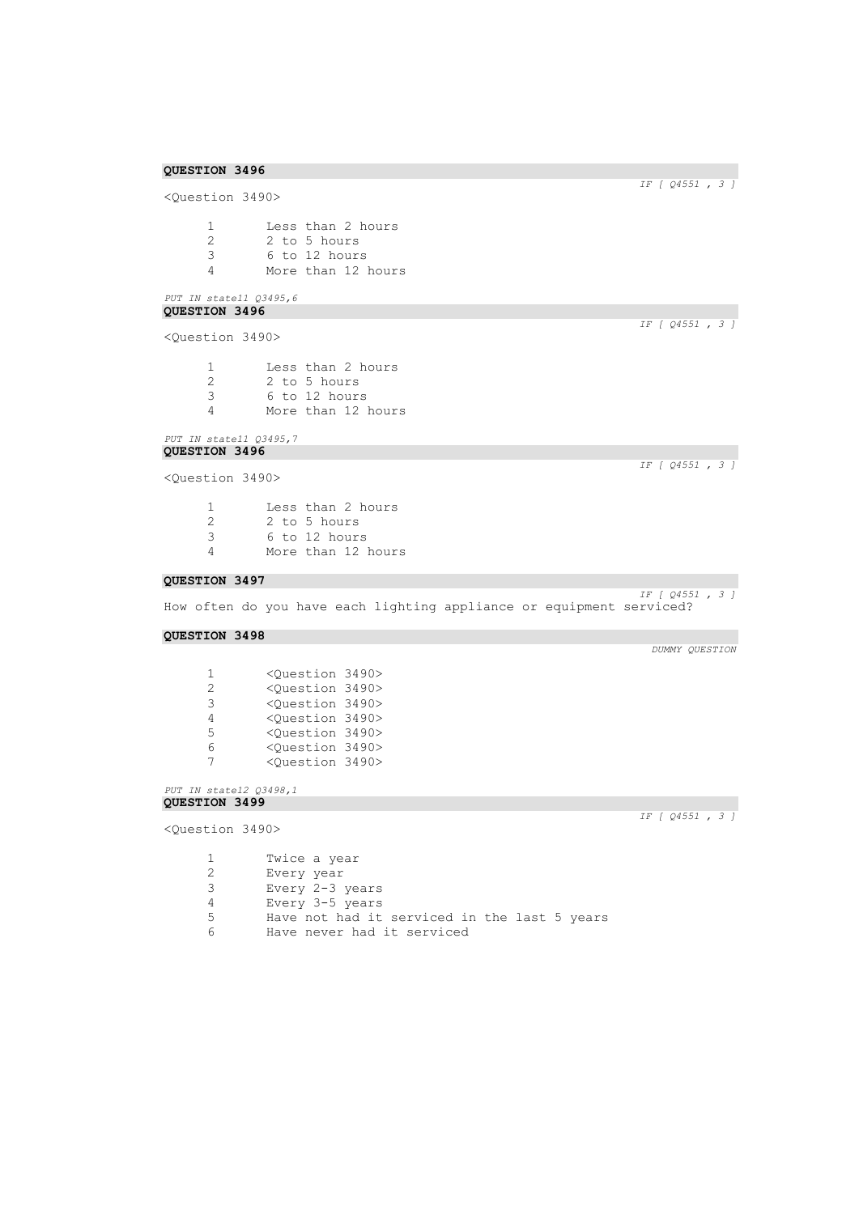**QUESTION 3496**

*IF [ Q4551 , 3 ]*

<Question 3490>

1 Less than 2 hours
2 2 to 5 hours
3 6 to 12 hours
4 More than 12 hours

*PUT IN state11 Q3495,6*

**QUESTION 3496**

*IF [ Q4551 , 3 ]*

<Question 3490>

1 Less than 2 hours
2 2 to 5 hours
3 6 to 12 hours
4 More than 12 hours

*PUT IN state11 Q3495,7*

**QUESTION 3496**

*IF [ Q4551 , 3 ]*

<Question 3490>

1 Less than 2 hours
2 2 to 5 hours
3 6 to 12 hours
4 More than 12 hours

**QUESTION 3497**

*IF [ Q4551 , 3 ]*

How often do you have each lighting appliance or equipment serviced?

**QUESTION 3498**

*DUMMY QUESTION*

1 <Question 3490>
2 <Question 3490>
3 <Question 3490>
4 <Question 3490>
5 <Question 3490>
6 <Question 3490>
7 <Question 3490>

*PUT IN state12 Q3498,1*

**QUESTION 3499**

*IF [ Q4551 , 3 ]*

<Question 3490>

1 Twice a year
2 Every year
3 Every 2-3 years
4 Every 3-5 years
5 Have not had it serviced in the last 5 years
6 Have never had it serviced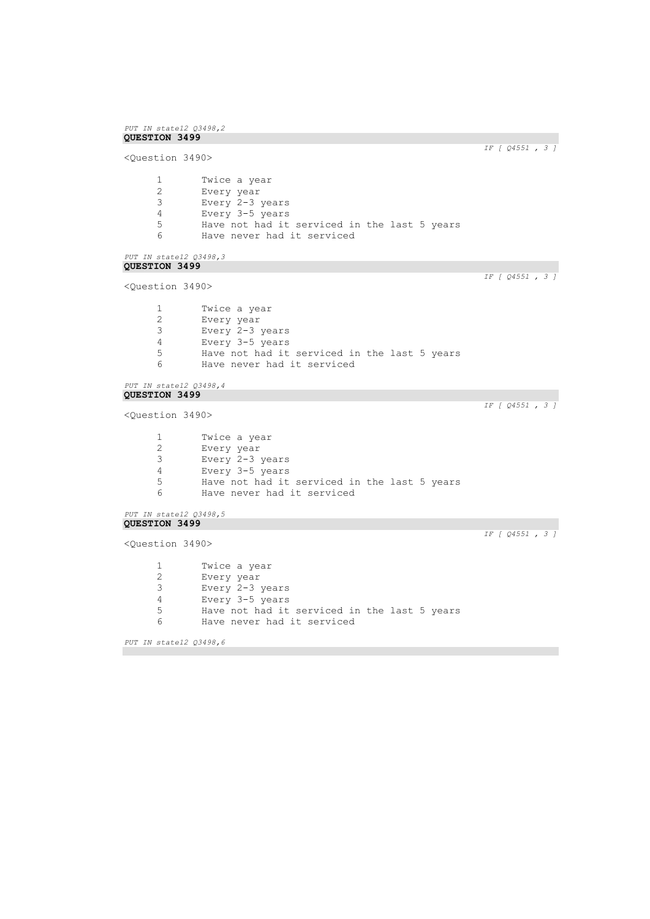*PUT IN state12 Q3498,2*

**QUESTION 3499**

*IF [ Q4551 , 3 ]*

<Question 3490>

1 Twice a year
2 Every year
3 Every 2-3 years
4 Every 3-5 years
5 Have not had it serviced in the last 5 years
6 Have never had it serviced

*PUT IN state12 Q3498,3*

**QUESTION 3499**

*IF [ Q4551 , 3 ]*

<Question 3490>

1 Twice a year
2 Every year
3 Every 2-3 years
4 Every 3-5 years
5 Have not had it serviced in the last 5 years
6 Have never had it serviced

*PUT IN state12 Q3498,4*

**QUESTION 3499**

*IF [ Q4551 , 3 ]*

<Question 3490>

1 Twice a year
2 Every year
3 Every 2-3 years
4 Every 3-5 years
5 Have not had it serviced in the last 5 years
6 Have never had it serviced

*PUT IN state12 Q3498,5*

**QUESTION 3499**

*IF [ Q4551 , 3 ]*

<Question 3490>

1 Twice a year
2 Every year
3 Every 2-3 years
4 Every 3-5 years
5 Have not had it serviced in the last 5 years
6 Have never had it serviced

*PUT IN state12 Q3498,6*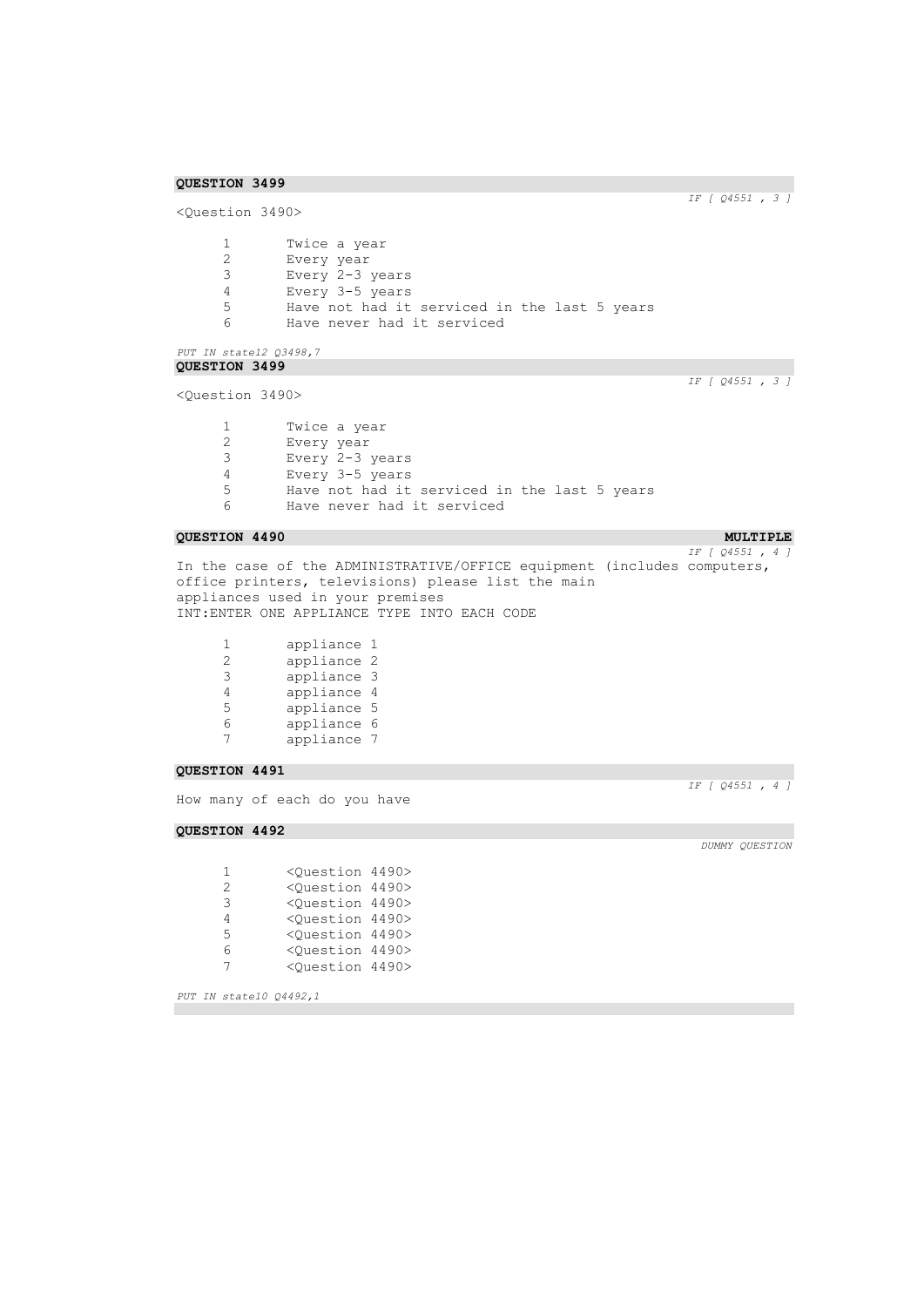**QUESTION 3499**

*IF [ Q4551 , 3 ]*

<Question 3490>

1 Twice a year
2 Every year
3 Every 2-3 years
4 Every 3-5 years
5 Have not had it serviced in the last 5 years
6 Have never had it serviced

*PUT IN state12 Q3498,7*

**QUESTION 3499**

*IF [ Q4551 , 3 ]*

<Question 3490>

1 Twice a year
2 Every year
3 Every 2-3 years
4 Every 3-5 years
5 Have not had it serviced in the last 5 years
6 Have never had it serviced

**QUESTION 4490** **MULTIPLE**

*IF [ Q4551 , 4 ]*

In the case of the ADMINISTRATIVE/OFFICE equipment (includes computers, office printers, televisions) please list the main appliances used in your premises
INT:ENTER ONE APPLIANCE TYPE INTO EACH CODE

1 appliance 1
2 appliance 2
3 appliance 3
4 appliance 4
5 appliance 5
6 appliance 6
7 appliance 7

**QUESTION 4491**

*IF [ Q4551 , 4 ]*

How many of each do you have

**QUESTION 4492**

*DUMMY QUESTION*

1 <Question 4490>
2 <Question 4490>
3 <Question 4490>
4 <Question 4490>
5 <Question 4490>
6 <Question 4490>
7 <Question 4490>

*PUT IN state10 Q4492,1*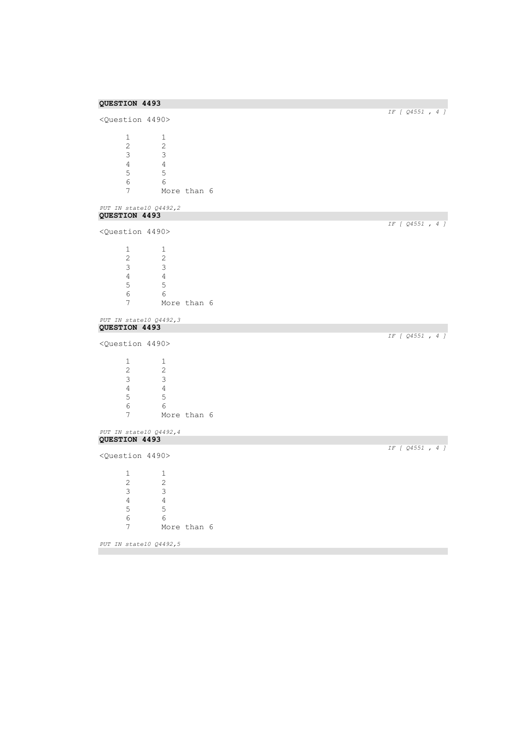**QUESTION 4493**

*IF [ Q4551 , 4 ]*

<Question 4490>

| | |
|---|---|
| 1 | 1 |
| 2 | 2 |
| 3 | 3 |
| 4 | 4 |
| 5 | 5 |
| 6 | 6 |
| 7 | More than 6 |

*PUT IN state10 Q4492,2*

**QUESTION 4493**

*IF [ Q4551 , 4 ]*

<Question 4490>

| | |
|---|---|
| 1 | 1 |
| 2 | 2 |
| 3 | 3 |
| 4 | 4 |
| 5 | 5 |
| 6 | 6 |
| 7 | More than 6 |

*PUT IN state10 Q4492,3*

**QUESTION 4493**

*IF [ Q4551 , 4 ]*

<Question 4490>

| | |
|---|---|
| 1 | 1 |
| 2 | 2 |
| 3 | 3 |
| 4 | 4 |
| 5 | 5 |
| 6 | 6 |
| 7 | More than 6 |

*PUT IN state10 Q4492,4*

**QUESTION 4493**

*IF [ Q4551 , 4 ]*

<Question 4490>

| | |
|---|---|
| 1 | 1 |
| 2 | 2 |
| 3 | 3 |
| 4 | 4 |
| 5 | 5 |
| 6 | 6 |
| 7 | More than 6 |

*PUT IN state10 Q4492,5*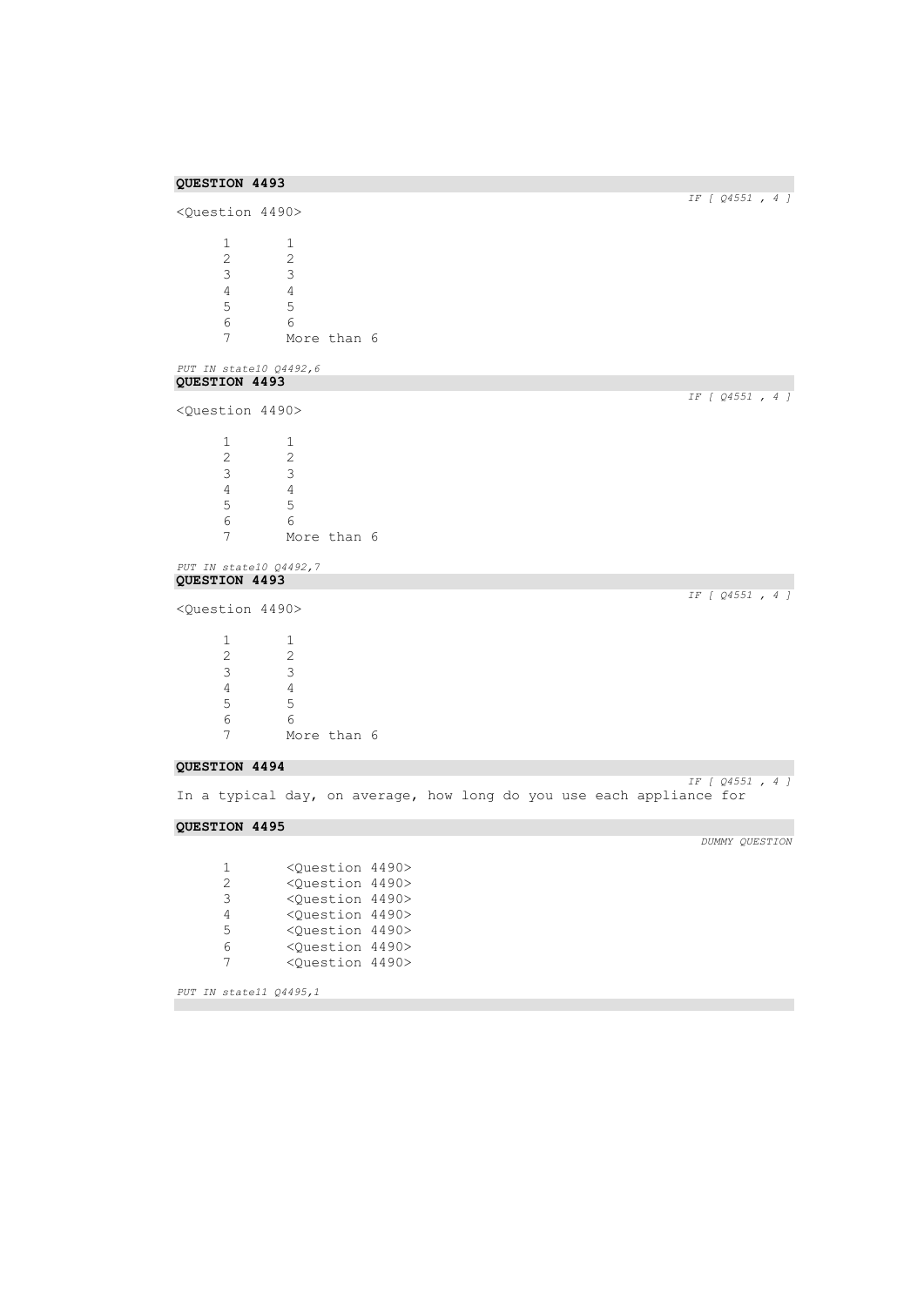**QUESTION 4493**

*IF [ Q4551 , 4 ]*

<Question 4490>

| | |
|---|---|
| 1 | 1 |
| 2 | 2 |
| 3 | 3 |
| 4 | 4 |
| 5 | 5 |
| 6 | 6 |
| 7 | More than 6 |

*PUT IN state10 Q4492,6*

**QUESTION 4493**

*IF [ Q4551 , 4 ]*

<Question 4490>

| | |
|---|---|
| 1 | 1 |
| 2 | 2 |
| 3 | 3 |
| 4 | 4 |
| 5 | 5 |
| 6 | 6 |
| 7 | More than 6 |

*PUT IN state10 Q4492,7*

**QUESTION 4493**

*IF [ Q4551 , 4 ]*

<Question 4490>

| | |
|---|---|
| 1 | 1 |
| 2 | 2 |
| 3 | 3 |
| 4 | 4 |
| 5 | 5 |
| 6 | 6 |
| 7 | More than 6 |

**QUESTION 4494**

*IF [ Q4551 , 4 ]*

In a typical day, on average, how long do you use each appliance for

**QUESTION 4495**

*DUMMY QUESTION*

| | |
|---|---|
| 1 | <Question 4490> |
| 2 | <Question 4490> |
| 3 | <Question 4490> |
| 4 | <Question 4490> |
| 5 | <Question 4490> |
| 6 | <Question 4490> |
| 7 | <Question 4490> |

*PUT IN state11 Q4495,1*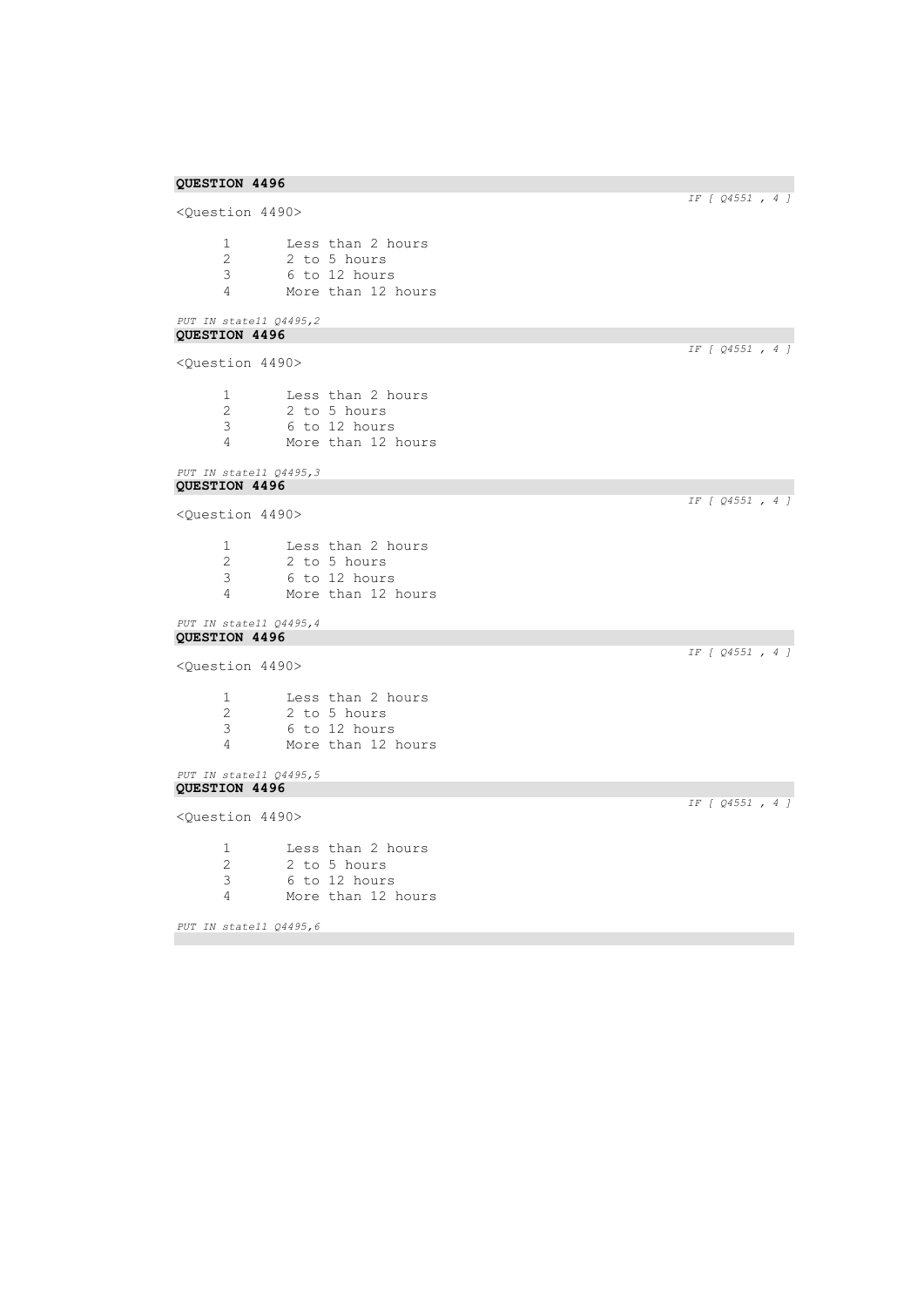**QUESTION 4496**

*IF [ Q4551 , 4 ]*

<Question 4490>

1 Less than 2 hours
2 2 to 5 hours
3 6 to 12 hours
4 More than 12 hours

*PUT IN state11 Q4495,2*

**QUESTION 4496**

*IF [ Q4551 , 4 ]*

<Question 4490>

1 Less than 2 hours
2 2 to 5 hours
3 6 to 12 hours
4 More than 12 hours

*PUT IN state11 Q4495,3*

**QUESTION 4496**

*IF [ Q4551 , 4 ]*

<Question 4490>

1 Less than 2 hours
2 2 to 5 hours
3 6 to 12 hours
4 More than 12 hours

*PUT IN state11 Q4495,4*

**QUESTION 4496**

*IF [ Q4551 , 4 ]*

<Question 4490>

1 Less than 2 hours
2 2 to 5 hours
3 6 to 12 hours
4 More than 12 hours

*PUT IN state11 Q4495,5*

**QUESTION 4496**

*IF [ Q4551 , 4 ]*

<Question 4490>

1 Less than 2 hours
2 2 to 5 hours
3 6 to 12 hours
4 More than 12 hours

*PUT IN state11 Q4495,6*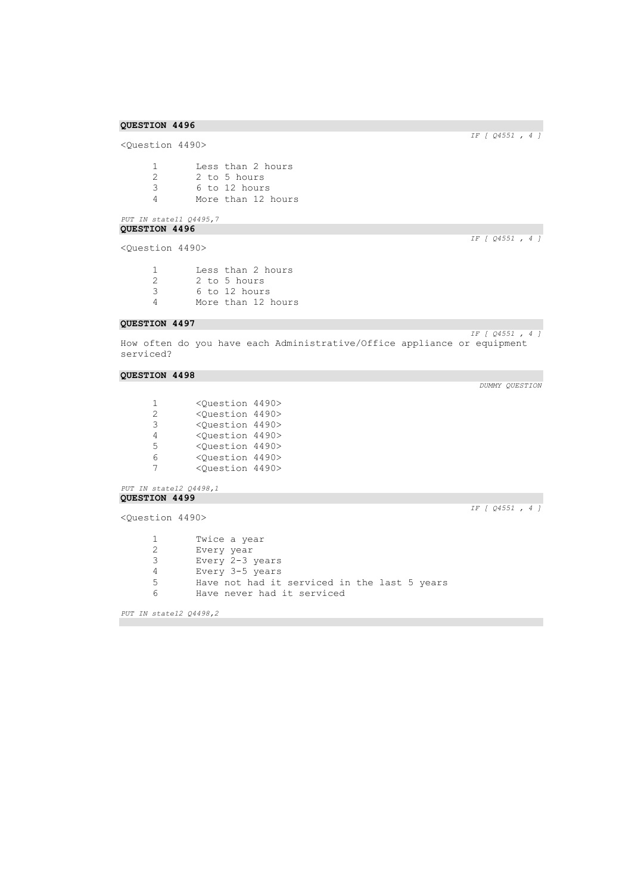**QUESTION 4496**

*IF [ Q4551 , 4 ]*

<Question 4490>

1 Less than 2 hours
2 2 to 5 hours
3 6 to 12 hours
4 More than 12 hours

*PUT IN state11 Q4495,7*

**QUESTION 4496**

*IF [ Q4551 , 4 ]*

<Question 4490>

1 Less than 2 hours
2 2 to 5 hours
3 6 to 12 hours
4 More than 12 hours

**QUESTION 4497**

*IF [ Q4551 , 4 ]*

How often do you have each Administrative/Office appliance or equipment serviced?

**QUESTION 4498**

*DUMMY QUESTION*

1 <Question 4490>
2 <Question 4490>
3 <Question 4490>
4 <Question 4490>
5 <Question 4490>
6 <Question 4490>
7 <Question 4490>

*PUT IN state12 Q4498,1*

**QUESTION 4499**

*IF [ Q4551 , 4 ]*

<Question 4490>

1 Twice a year
2 Every year
3 Every 2-3 years
4 Every 3-5 years
5 Have not had it serviced in the last 5 years
6 Have never had it serviced

*PUT IN state12 Q4498,2*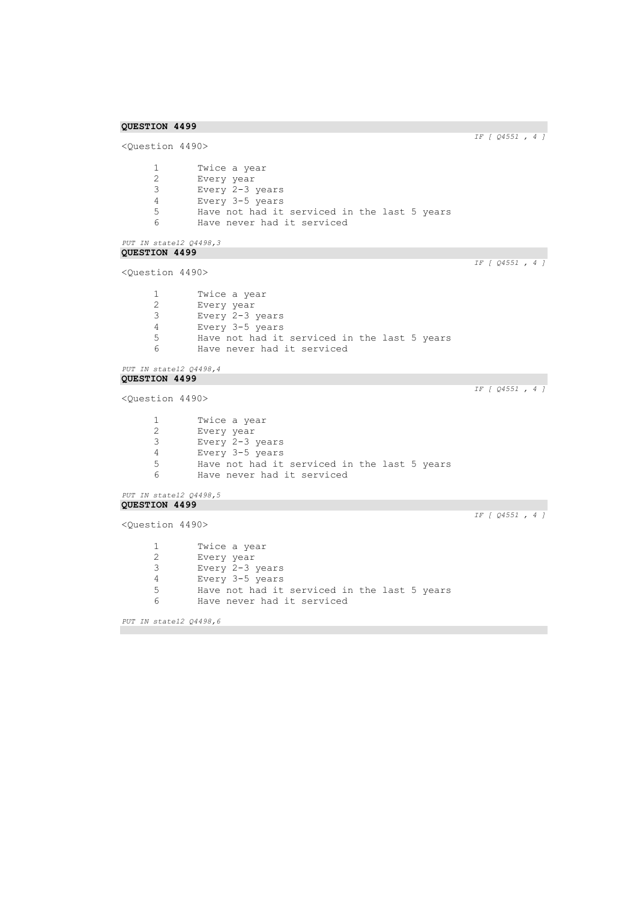**QUESTION 4499**

*IF [ Q4551 , 4 ]*

<Question 4490>

1 Twice a year
2 Every year
3 Every 2-3 years
4 Every 3-5 years
5 Have not had it serviced in the last 5 years
6 Have never had it serviced

*PUT IN state12 Q4498,3*

**QUESTION 4499**

*IF [ Q4551 , 4 ]*

<Question 4490>

1 Twice a year
2 Every year
3 Every 2-3 years
4 Every 3-5 years
5 Have not had it serviced in the last 5 years
6 Have never had it serviced

*PUT IN state12 Q4498,4*

**QUESTION 4499**

*IF [ Q4551 , 4 ]*

<Question 4490>

1 Twice a year
2 Every year
3 Every 2-3 years
4 Every 3-5 years
5 Have not had it serviced in the last 5 years
6 Have never had it serviced

*PUT IN state12 Q4498,5*

**QUESTION 4499**

*IF [ Q4551 , 4 ]*

<Question 4490>

1 Twice a year
2 Every year
3 Every 2-3 years
4 Every 3-5 years
5 Have not had it serviced in the last 5 years
6 Have never had it serviced

*PUT IN state12 Q4498,6*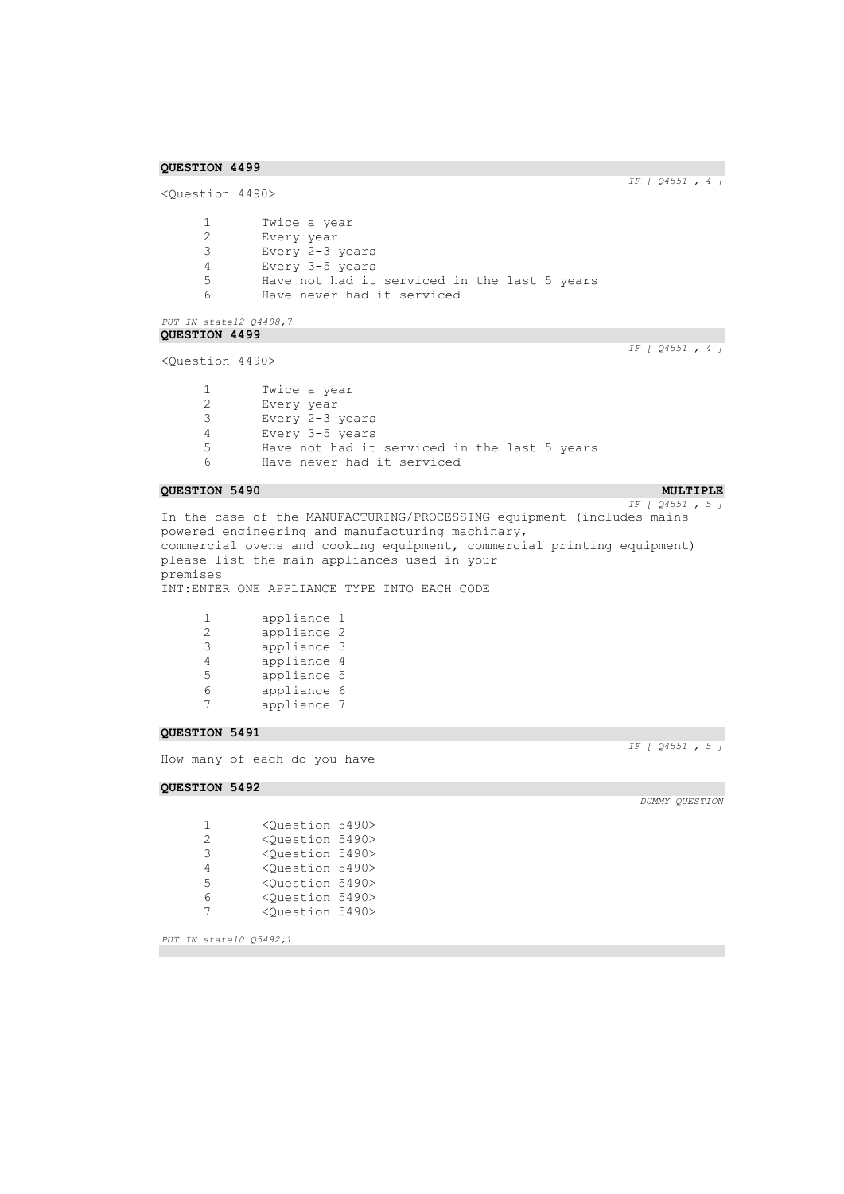**QUESTION 4499**

*IF [ Q4551 , 4 ]*

<Question 4490>

1 Twice a year
2 Every year
3 Every 2-3 years
4 Every 3-5 years
5 Have not had it serviced in the last 5 years
6 Have never had it serviced

*PUT IN state12 Q4498,7*

**QUESTION 4499**

*IF [ Q4551 , 4 ]*

<Question 4490>

1 Twice a year
2 Every year
3 Every 2-3 years
4 Every 3-5 years
5 Have not had it serviced in the last 5 years
6 Have never had it serviced

**QUESTION 5490** **MULTIPLE**

*IF [ Q4551 , 5 ]*

In the case of the MANUFACTURING/PROCESSING equipment (includes mains powered engineering and manufacturing machinary,
commercial ovens and cooking equipment, commercial printing equipment) please list the main appliances used in your
premises
INT:ENTER ONE APPLIANCE TYPE INTO EACH CODE

1 appliance 1
2 appliance 2
3 appliance 3
4 appliance 4
5 appliance 5
6 appliance 6
7 appliance 7

**QUESTION 5491**

*IF [ Q4551 , 5 ]*

How many of each do you have

**QUESTION 5492**

*DUMMY QUESTION*

1 <Question 5490>
2 <Question 5490>
3 <Question 5490>
4 <Question 5490>
5 <Question 5490>
6 <Question 5490>
7 <Question 5490>

*PUT IN state10 Q5492,1*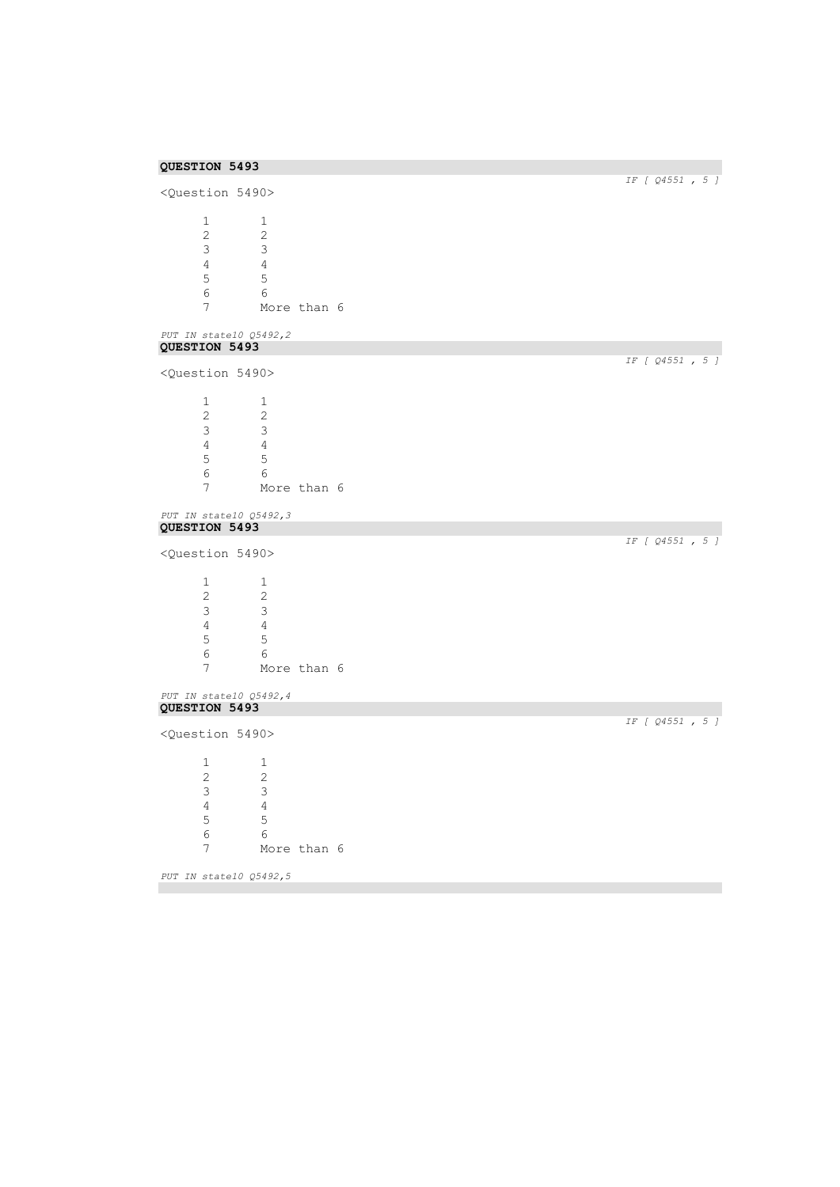**QUESTION 5493**

*IF [ Q4551 , 5 ]*

<Question 5490>

| | |
|---|---|
| 1 | 1 |
| 2 | 2 |
| 3 | 3 |
| 4 | 4 |
| 5 | 5 |
| 6 | 6 |
| 7 | More than 6 |

*PUT IN state10 Q5492,2*

**QUESTION 5493**

*IF [ Q4551 , 5 ]*

<Question 5490>

| | |
|---|---|
| 1 | 1 |
| 2 | 2 |
| 3 | 3 |
| 4 | 4 |
| 5 | 5 |
| 6 | 6 |
| 7 | More than 6 |

*PUT IN state10 Q5492,3*

**QUESTION 5493**

*IF [ Q4551 , 5 ]*

<Question 5490>

| | |
|---|---|
| 1 | 1 |
| 2 | 2 |
| 3 | 3 |
| 4 | 4 |
| 5 | 5 |
| 6 | 6 |
| 7 | More than 6 |

*PUT IN state10 Q5492,4*

**QUESTION 5493**

*IF [ Q4551 , 5 ]*

<Question 5490>

| | |
|---|---|
| 1 | 1 |
| 2 | 2 |
| 3 | 3 |
| 4 | 4 |
| 5 | 5 |
| 6 | 6 |
| 7 | More than 6 |

*PUT IN state10 Q5492,5*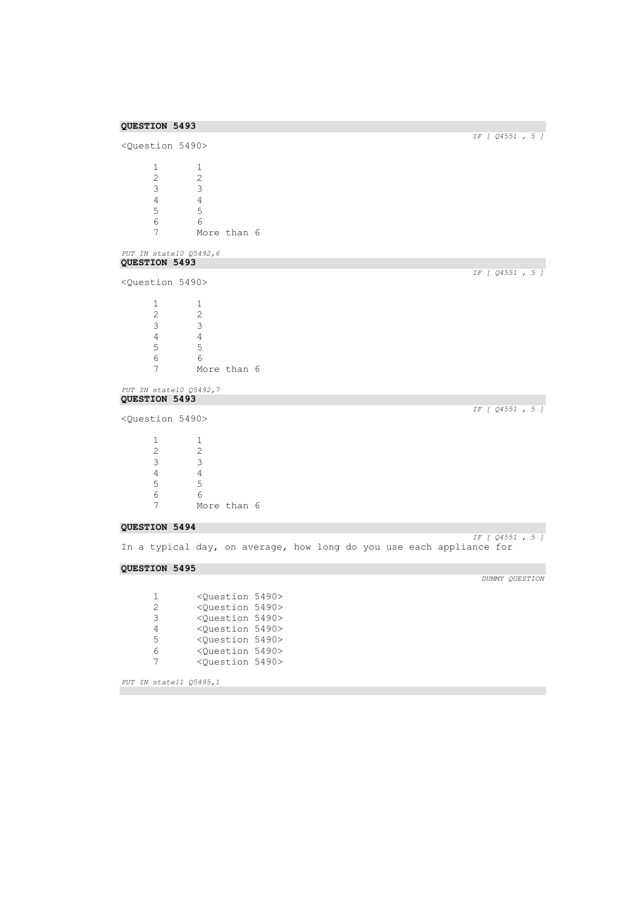**QUESTION 5493**

*IF [ Q4551 , 5 ]*

<Question 5490>

| | |
|---|---|
| 1 | 1 |
| 2 | 2 |
| 3 | 3 |
| 4 | 4 |
| 5 | 5 |
| 6 | 6 |
| 7 | More than 6 |

*PUT IN state10 Q5492,6*

**QUESTION 5493**

*IF [ Q4551 , 5 ]*

<Question 5490>

| | |
|---|---|
| 1 | 1 |
| 2 | 2 |
| 3 | 3 |
| 4 | 4 |
| 5 | 5 |
| 6 | 6 |
| 7 | More than 6 |

*PUT IN state10 Q5492,7*

**QUESTION 5493**

*IF [ Q4551 , 5 ]*

<Question 5490>

| | |
|---|---|
| 1 | 1 |
| 2 | 2 |
| 3 | 3 |
| 4 | 4 |
| 5 | 5 |
| 6 | 6 |
| 7 | More than 6 |

**QUESTION 5494**

*IF [ Q4551 , 5 ]*

In a typical day, on average, how long do you use each appliance for

**QUESTION 5495**

*DUMMY QUESTION*

| | |
|---|---|
| 1 | <Question 5490> |
| 2 | <Question 5490> |
| 3 | <Question 5490> |
| 4 | <Question 5490> |
| 5 | <Question 5490> |
| 6 | <Question 5490> |
| 7 | <Question 5490> |

*PUT IN state11 Q5495,1*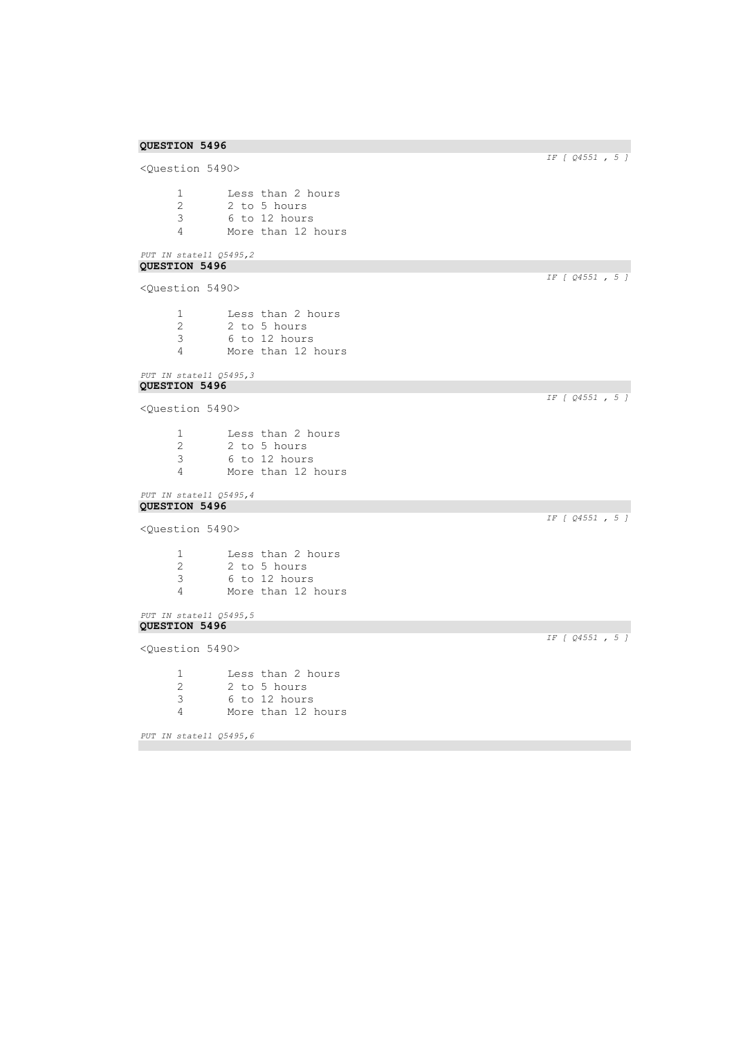**QUESTION 5496**

*IF [ Q4551 , 5 ]*

<Question 5490>

1 Less than 2 hours
2 2 to 5 hours
3 6 to 12 hours
4 More than 12 hours

*PUT IN state11 Q5495,2*

**QUESTION 5496**

*IF [ Q4551 , 5 ]*

<Question 5490>

1 Less than 2 hours
2 2 to 5 hours
3 6 to 12 hours
4 More than 12 hours

*PUT IN state11 Q5495,3*

**QUESTION 5496**

*IF [ Q4551 , 5 ]*

<Question 5490>

1 Less than 2 hours
2 2 to 5 hours
3 6 to 12 hours
4 More than 12 hours

*PUT IN state11 Q5495,4*

**QUESTION 5496**

*IF [ Q4551 , 5 ]*

<Question 5490>

1 Less than 2 hours
2 2 to 5 hours
3 6 to 12 hours
4 More than 12 hours

*PUT IN state11 Q5495,5*

**QUESTION 5496**

*IF [ Q4551 , 5 ]*

<Question 5490>

1 Less than 2 hours
2 2 to 5 hours
3 6 to 12 hours
4 More than 12 hours

*PUT IN state11 Q5495,6*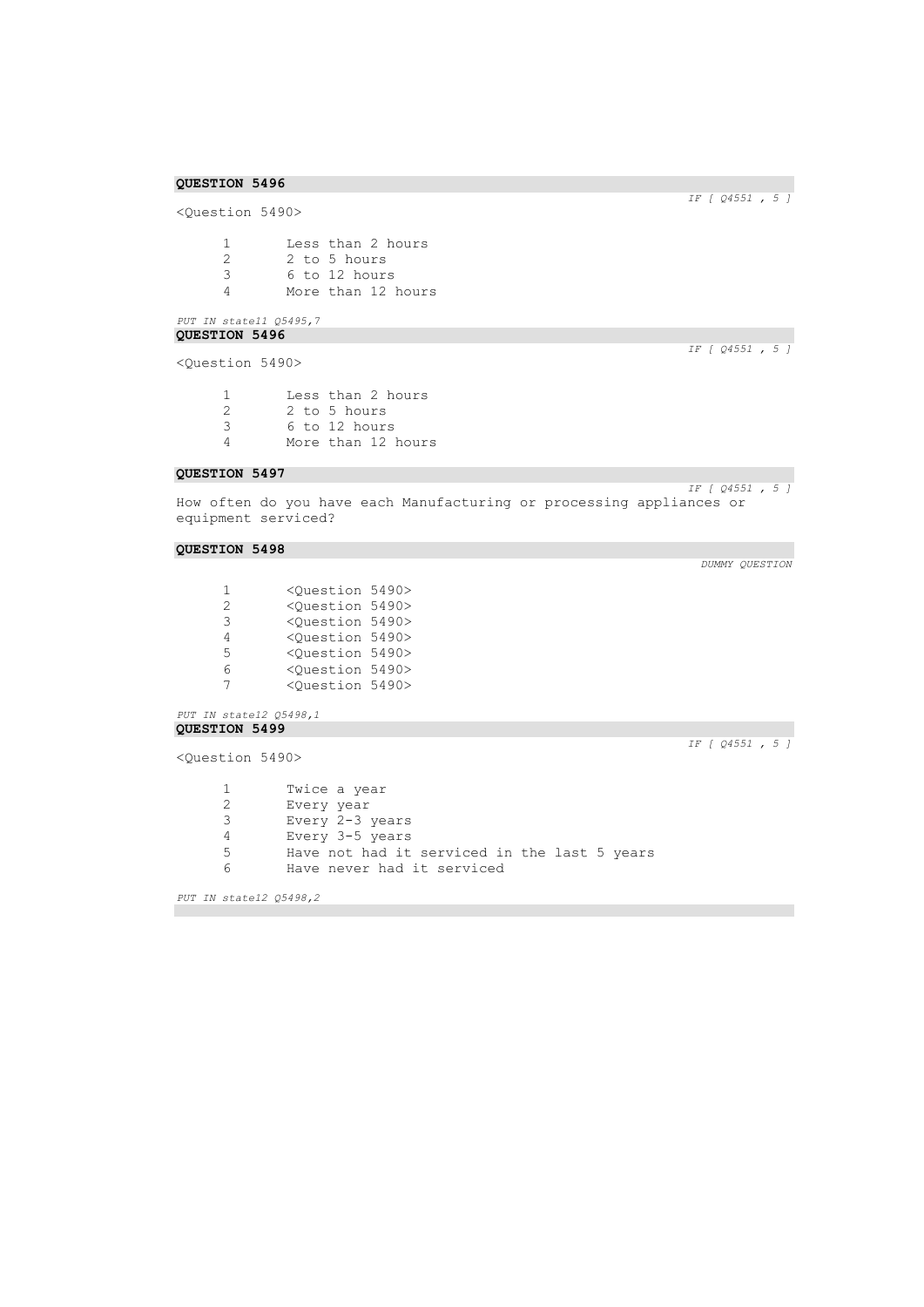**QUESTION 5496**

*IF [ Q4551 , 5 ]*

<Question 5490>

1 Less than 2 hours
2 2 to 5 hours
3 6 to 12 hours
4 More than 12 hours

*PUT IN state11 Q5495,7*

**QUESTION 5496**

*IF [ Q4551 , 5 ]*

<Question 5490>

1 Less than 2 hours
2 2 to 5 hours
3 6 to 12 hours
4 More than 12 hours

**QUESTION 5497**

*IF [ Q4551 , 5 ]*

How often do you have each Manufacturing or processing appliances or equipment serviced?

**QUESTION 5498**

*DUMMY QUESTION*

1 <Question 5490>
2 <Question 5490>
3 <Question 5490>
4 <Question 5490>
5 <Question 5490>
6 <Question 5490>
7 <Question 5490>

*PUT IN state12 Q5498,1*

**QUESTION 5499**

*IF [ Q4551 , 5 ]*

<Question 5490>

1 Twice a year
2 Every year
3 Every 2-3 years
4 Every 3-5 years
5 Have not had it serviced in the last 5 years
6 Have never had it serviced

*PUT IN state12 Q5498,2*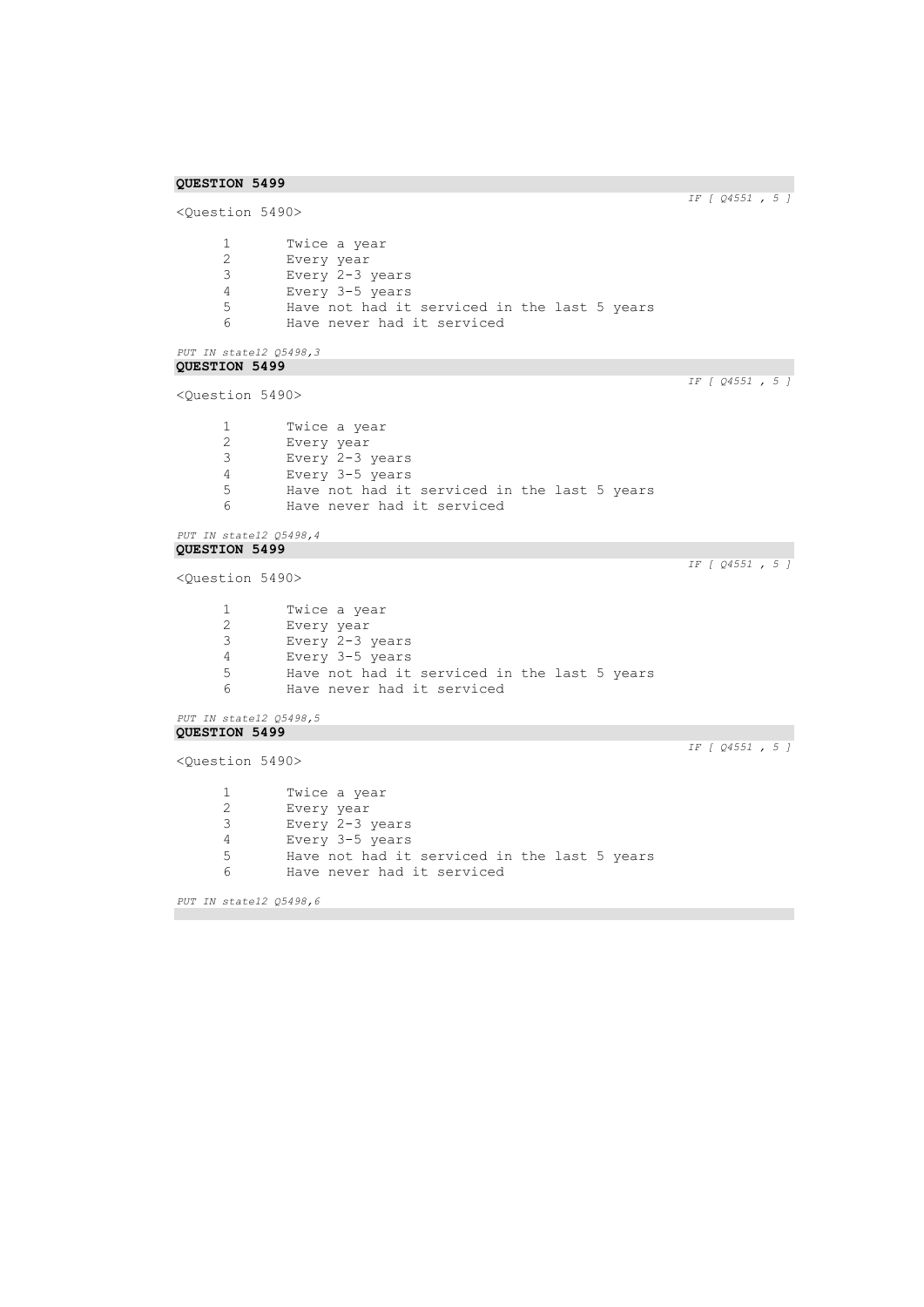**QUESTION 5499**

*IF [ Q4551 , 5 ]*

<Question 5490>

1 Twice a year
2 Every year
3 Every 2-3 years
4 Every 3-5 years
5 Have not had it serviced in the last 5 years
6 Have never had it serviced

*PUT IN state12 Q5498,3*

**QUESTION 5499**

*IF [ Q4551 , 5 ]*

<Question 5490>

1 Twice a year
2 Every year
3 Every 2-3 years
4 Every 3-5 years
5 Have not had it serviced in the last 5 years
6 Have never had it serviced

*PUT IN state12 Q5498,4*

**QUESTION 5499**

*IF [ Q4551 , 5 ]*

<Question 5490>

1 Twice a year
2 Every year
3 Every 2-3 years
4 Every 3-5 years
5 Have not had it serviced in the last 5 years
6 Have never had it serviced

*PUT IN state12 Q5498,5*

**QUESTION 5499**

*IF [ Q4551 , 5 ]*

<Question 5490>

1 Twice a year
2 Every year
3 Every 2-3 years
4 Every 3-5 years
5 Have not had it serviced in the last 5 years
6 Have never had it serviced

*PUT IN state12 Q5498,6*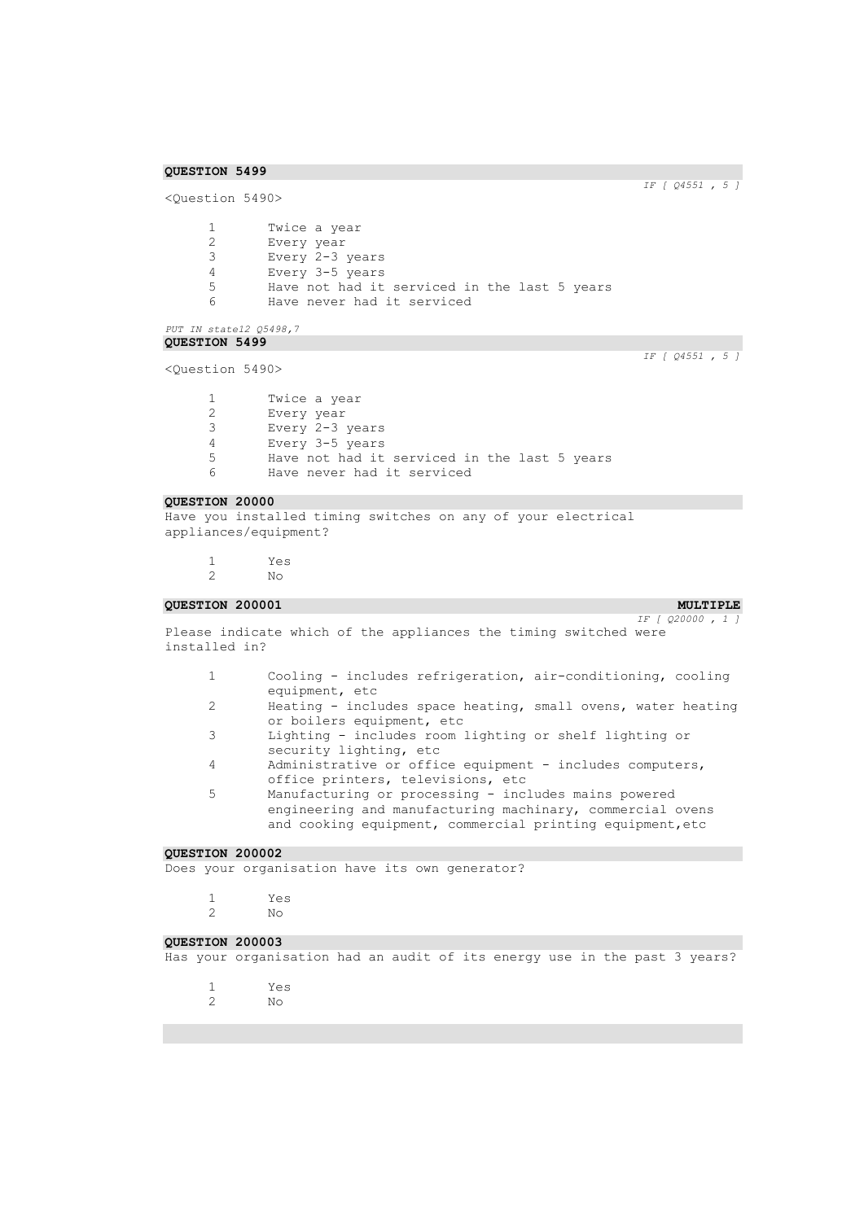**QUESTION 5499**

*IF [ Q4551 , 5 ]*

<Question 5490>

1 Twice a year
2 Every year
3 Every 2-3 years
4 Every 3-5 years
5 Have not had it serviced in the last 5 years
6 Have never had it serviced

*PUT IN state12 Q5498,7*

**QUESTION 5499**

*IF [ Q4551 , 5 ]*

<Question 5490>

1 Twice a year
2 Every year
3 Every 2-3 years
4 Every 3-5 years
5 Have not had it serviced in the last 5 years
6 Have never had it serviced

**QUESTION 20000**

Have you installed timing switches on any of your electrical appliances/equipment?

1 Yes
2 No

**QUESTION 200001** **MULTIPLE**

*IF [ Q20000 , 1 ]*

Please indicate which of the appliances the timing switched were installed in?

1 Cooling - includes refrigeration, air-conditioning, cooling equipment, etc
2 Heating - includes space heating, small ovens, water heating or boilers equipment, etc
3 Lighting - includes room lighting or shelf lighting or security lighting, etc
4 Administrative or office equipment - includes computers, office printers, televisions, etc
5 Manufacturing or processing - includes mains powered engineering and manufacturing machinary, commercial ovens and cooking equipment, commercial printing equipment,etc

**QUESTION 200002**

Does your organisation have its own generator?

1 Yes
2 No

**QUESTION 200003**

Has your organisation had an audit of its energy use in the past 3 years?

1 Yes
2 No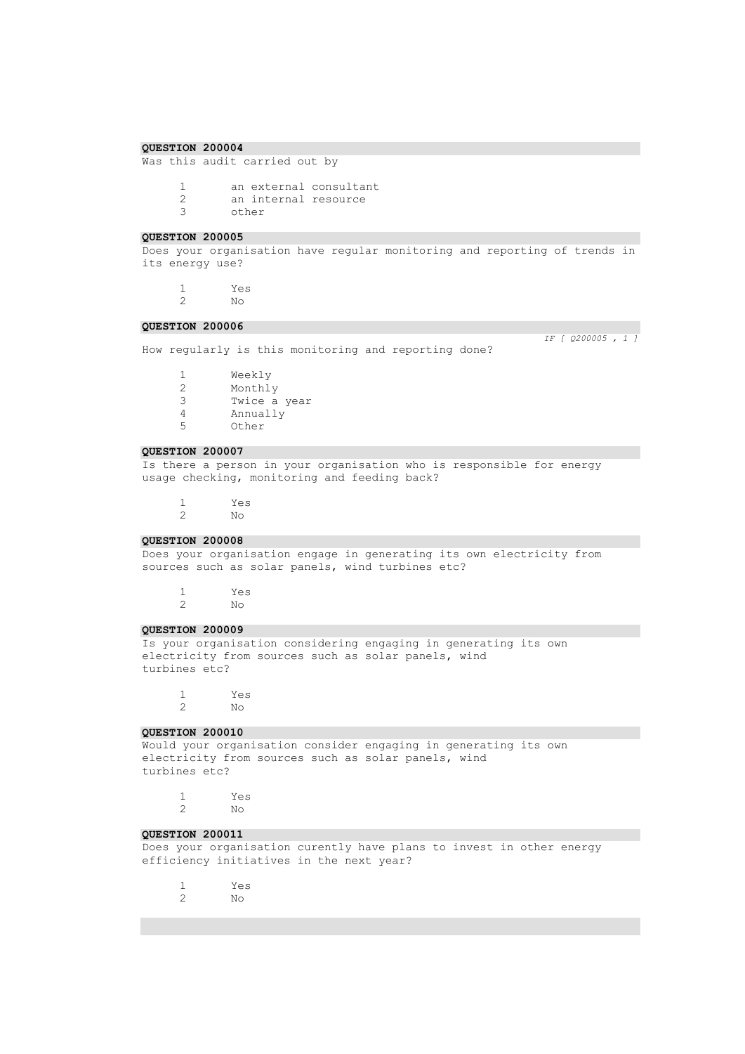**QUESTION 200004**

Was this audit carried out by

1 an external consultant
2 an internal resource
3 other

**QUESTION 200005**

Does your organisation have regular monitoring and reporting of trends in its energy use?

1 Yes
2 No

**QUESTION 200006**

*IF [ Q200005 , 1 ]*

How regularly is this monitoring and reporting done?

1 Weekly
2 Monthly
3 Twice a year
4 Annually
5 Other

**QUESTION 200007**

Is there a person in your organisation who is responsible for energy usage checking, monitoring and feeding back?

1 Yes
2 No

**QUESTION 200008**

Does your organisation engage in generating its own electricity from sources such as solar panels, wind turbines etc?

1 Yes
2 No

**QUESTION 200009**

Is your organisation considering engaging in generating its own electricity from sources such as solar panels, wind turbines etc?

1 Yes
2 No

**QUESTION 200010**

Would your organisation consider engaging in generating its own electricity from sources such as solar panels, wind turbines etc?

1 Yes
2 No

**QUESTION 200011**

Does your organisation curently have plans to invest in other energy efficiency initiatives in the next year?

1 Yes
2 No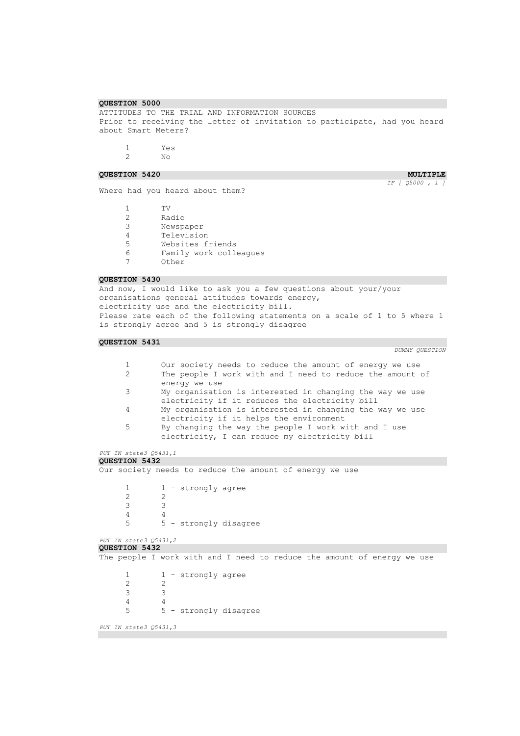**QUESTION 5000**

ATTITUDES TO THE TRIAL AND INFORMATION SOURCES
Prior to receiving the letter of invitation to participate, had you heard about Smart Meters?

| | |
|---|---|
| 1 | Yes |
| 2 | No |

**QUESTION 5420** **MULTIPLE**

*IF [ Q5000 , 1 ]*

Where had you heard about them?

| | |
|---|---|
| 1 | TV |
| 2 | Radio |
| 3 | Newspaper |
| 4 | Television |
| 5 | Websites friends |
| 6 | Family work colleagues |
| 7 | Other |

**QUESTION 5430**

And now, I would like to ask you a few questions about your/your organisations general attitudes towards energy,
electricity use and the electricity bill.
Please rate each of the following statements on a scale of 1 to 5 where 1 is strongly agree and 5 is strongly disagree

**QUESTION 5431**

*DUMMY QUESTION*

| | |
|---|---|
| 1 | Our society needs to reduce the amount of energy we use |
| 2 | The people I work with and I need to reduce the amount of energy we use |
| 3 | My organisation is interested in changing the way we use electricity if it reduces the electricity bill |
| 4 | My organisation is interested in changing the way we use electricity if it helps the environment |
| 5 | By changing the way the people I work with and I use electricity, I can reduce my electricity bill |

*PUT IN state3 Q5431,1*

**QUESTION 5432**

Our society needs to reduce the amount of energy we use

| | |
|---|---|
| 1 | 1 - strongly agree |
| 2 | 2 |
| 3 | 3 |
| 4 | 4 |
| 5 | 5 - strongly disagree |

*PUT IN state3 Q5431,2*

**QUESTION 5432**

The people I work with and I need to reduce the amount of energy we use

| | |
|---|---|
| 1 | 1 - strongly agree |
| 2 | 2 |
| 3 | 3 |
| 4 | 4 |
| 5 | 5 - strongly disagree |

*PUT IN state3 Q5431,3*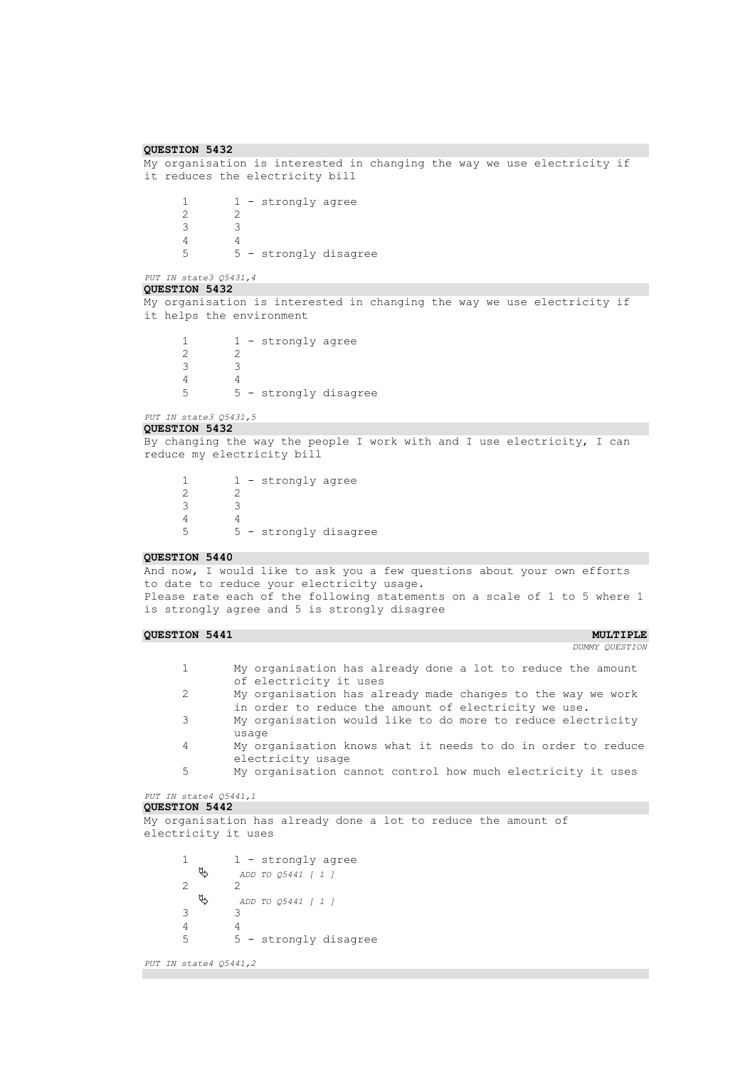**QUESTION 5432**

My organisation is interested in changing the way we use electricity if it reduces the electricity bill

| | |
|---|---|
| 1 | 1 - strongly agree |
| 2 | 2 |
| 3 | 3 |
| 4 | 4 |
| 5 | 5 - strongly disagree |

*PUT IN state3 Q5431,4*

**QUESTION 5432**

My organisation is interested in changing the way we use electricity if it helps the environment

| | |
|---|---|
| 1 | 1 - strongly agree |
| 2 | 2 |
| 3 | 3 |
| 4 | 4 |
| 5 | 5 - strongly disagree |

*PUT IN state3 Q5431,5*

**QUESTION 5432**

By changing the way the people I work with and I use electricity, I can reduce my electricity bill

| | |
|---|---|
| 1 | 1 - strongly agree |
| 2 | 2 |
| 3 | 3 |
| 4 | 4 |
| 5 | 5 - strongly disagree |

**QUESTION 5440**

And now, I would like to ask you a few questions about your own efforts to date to reduce your electricity usage.
Please rate each of the following statements on a scale of 1 to 5 where 1 is strongly agree and 5 is strongly disagree

**QUESTION 5441** **MULTIPLE**

*DUMMY QUESTION*

| | |
|---|---|
| 1 | My organisation has already done a lot to reduce the amount of electricity it uses |
| 2 | My organisation has already made changes to the way we work in order to reduce the amount of electricity we use. |
| 3 | My organisation would like to do more to reduce electricity usage |
| 4 | My organisation knows what it needs to do in order to reduce electricity usage |
| 5 | My organisation cannot control how much electricity it uses |

*PUT IN state4 Q5441,1*

**QUESTION 5442**

My organisation has already done a lot to reduce the amount of electricity it uses

| | |
|---|---|
| 1 | 1 - strongly agree |
| | *ADD TO Q5441 [ 1 ]* |
| 2 | 2 |
| | *ADD TO Q5441 [ 1 ]* |
| 3 | 3 |
| 4 | 4 |
| 5 | 5 - strongly disagree |

*PUT IN state4 Q5441,2*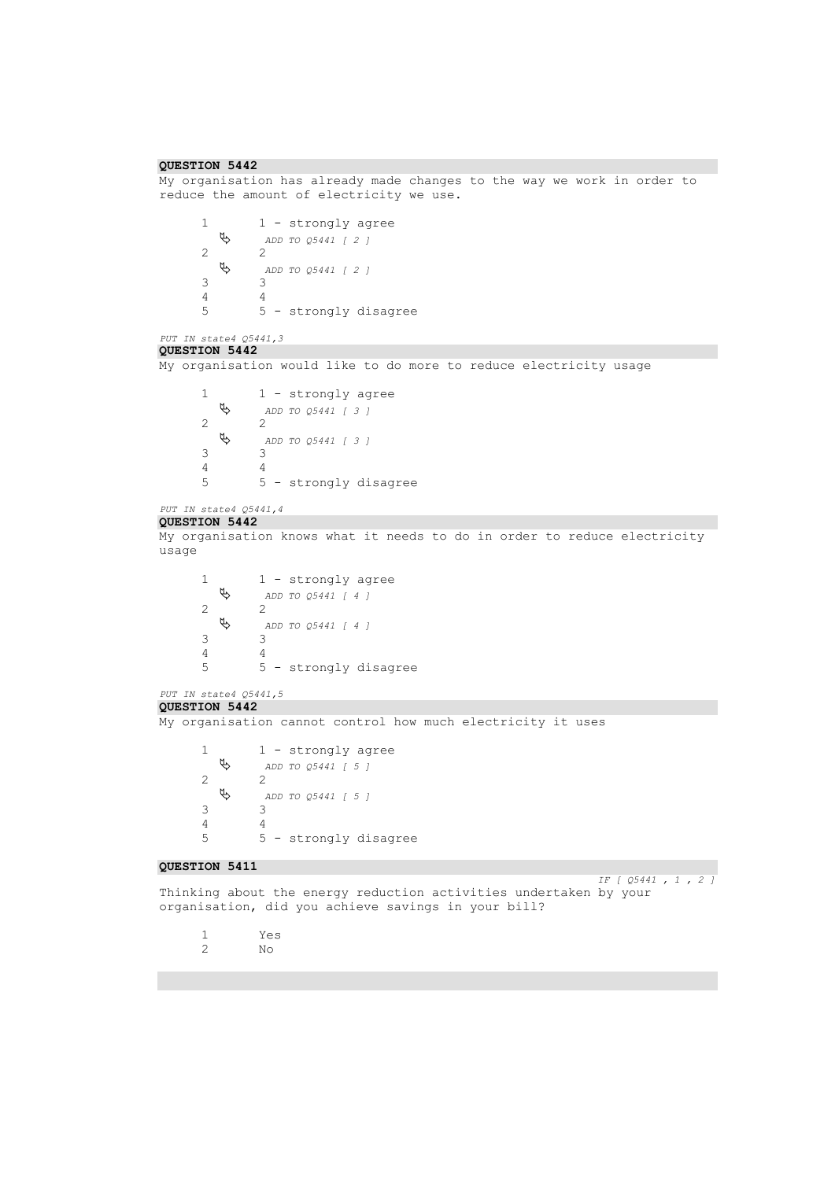**QUESTION 5442**

My organisation has already made changes to the way we work in order to reduce the amount of electricity we use.

1 &nbsp;&nbsp;&nbsp; 1 - strongly agree
&nbsp;&nbsp;&nbsp;&nbsp;&nbsp;&nbsp;&nbsp; ↳ *ADD TO Q5441 [ 2 ]*
2 &nbsp;&nbsp;&nbsp; 2
&nbsp;&nbsp;&nbsp;&nbsp;&nbsp;&nbsp;&nbsp; ↳ *ADD TO Q5441 [ 2 ]*
3 &nbsp;&nbsp;&nbsp; 3
4 &nbsp;&nbsp;&nbsp; 4
5 &nbsp;&nbsp;&nbsp; 5 - strongly disagree

*PUT IN state4 Q5441,3*

**QUESTION 5442**

My organisation would like to do more to reduce electricity usage

1 &nbsp;&nbsp;&nbsp; 1 - strongly agree
&nbsp;&nbsp;&nbsp;&nbsp;&nbsp;&nbsp;&nbsp; ↳ *ADD TO Q5441 [ 3 ]*
2 &nbsp;&nbsp;&nbsp; 2
&nbsp;&nbsp;&nbsp;&nbsp;&nbsp;&nbsp;&nbsp; ↳ *ADD TO Q5441 [ 3 ]*
3 &nbsp;&nbsp;&nbsp; 3
4 &nbsp;&nbsp;&nbsp; 4
5 &nbsp;&nbsp;&nbsp; 5 - strongly disagree

*PUT IN state4 Q5441,4*

**QUESTION 5442**

My organisation knows what it needs to do in order to reduce electricity usage

1 &nbsp;&nbsp;&nbsp; 1 - strongly agree
&nbsp;&nbsp;&nbsp;&nbsp;&nbsp;&nbsp;&nbsp; ↳ *ADD TO Q5441 [ 4 ]*
2 &nbsp;&nbsp;&nbsp; 2
&nbsp;&nbsp;&nbsp;&nbsp;&nbsp;&nbsp;&nbsp; ↳ *ADD TO Q5441 [ 4 ]*
3 &nbsp;&nbsp;&nbsp; 3
4 &nbsp;&nbsp;&nbsp; 4
5 &nbsp;&nbsp;&nbsp; 5 - strongly disagree

*PUT IN state4 Q5441,5*

**QUESTION 5442**

My organisation cannot control how much electricity it uses

1 &nbsp;&nbsp;&nbsp; 1 - strongly agree
&nbsp;&nbsp;&nbsp;&nbsp;&nbsp;&nbsp;&nbsp; ↳ *ADD TO Q5441 [ 5 ]*
2 &nbsp;&nbsp;&nbsp; 2
&nbsp;&nbsp;&nbsp;&nbsp;&nbsp;&nbsp;&nbsp; ↳ *ADD TO Q5441 [ 5 ]*
3 &nbsp;&nbsp;&nbsp; 3
4 &nbsp;&nbsp;&nbsp; 4
5 &nbsp;&nbsp;&nbsp; 5 - strongly disagree

**QUESTION 5411**

*IF [ Q5441 , 1 , 2 ]*

Thinking about the energy reduction activities undertaken by your organisation, did you achieve savings in your bill?

1 &nbsp;&nbsp;&nbsp; Yes
2 &nbsp;&nbsp;&nbsp; No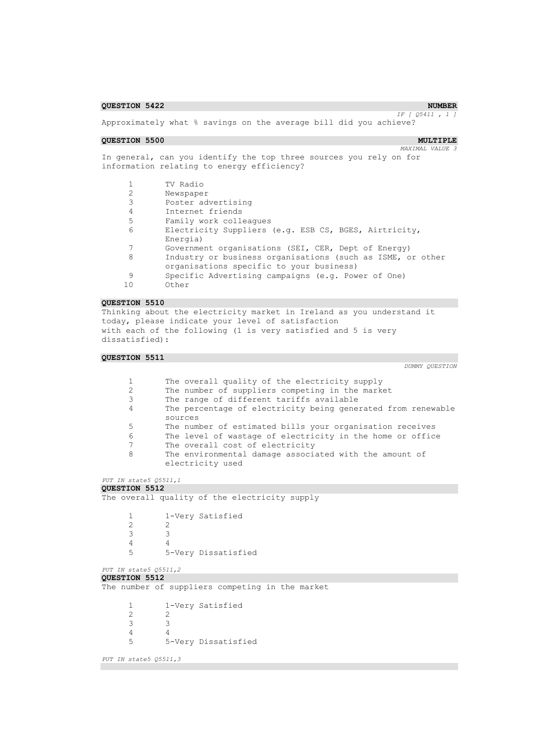**QUESTION 5422** **NUMBER**

*IF [ Q5411 , 1 ]*

Approximately what % savings on the average bill did you achieve?

**QUESTION 5500** **MULTIPLE**

*MAXIMAL VALUE 3*

In general, can you identify the top three sources you rely on for information relating to energy efficiency?

| | |
|---|---|
| 1 | TV Radio |
| 2 | Newspaper |
| 3 | Poster advertising |
| 4 | Internet friends |
| 5 | Family work colleagues |
| 6 | Electricity Suppliers (e.g. ESB CS, BGES, Airtricity, Energia) |
| 7 | Government organisations (SEI, CER, Dept of Energy) |
| 8 | Industry or business organisations (such as ISME, or other organisations specific to your business) |
| 9 | Specific Advertising campaigns (e.g. Power of One) |
| 10 | Other |

**QUESTION 5510**

Thinking about the electricity market in Ireland as you understand it today, please indicate your level of satisfaction with each of the following (1 is very satisfied and 5 is very dissatisfied):

**QUESTION 5511**

*DUMMY QUESTION*

| | |
|---|---|
| 1 | The overall quality of the electricity supply |
| 2 | The number of suppliers competing in the market |
| 3 | The range of different tariffs available |
| 4 | The percentage of electricity being generated from renewable sources |
| 5 | The number of estimated bills your organisation receives |
| 6 | The level of wastage of electricity in the home or office |
| 7 | The overall cost of electricity |
| 8 | The environmental damage associated with the amount of electricity used |

*PUT IN state5 Q5511,1*

**QUESTION 5512**

The overall quality of the electricity supply

| | |
|---|---|
| 1 | 1-Very Satisfied |
| 2 | 2 |
| 3 | 3 |
| 4 | 4 |
| 5 | 5-Very Dissatisfied |

*PUT IN state5 Q5511,2*

**QUESTION 5512**

The number of suppliers competing in the market

| | |
|---|---|
| 1 | 1-Very Satisfied |
| 2 | 2 |
| 3 | 3 |
| 4 | 4 |
| 5 | 5-Very Dissatisfied |

*PUT IN state5 Q5511,3*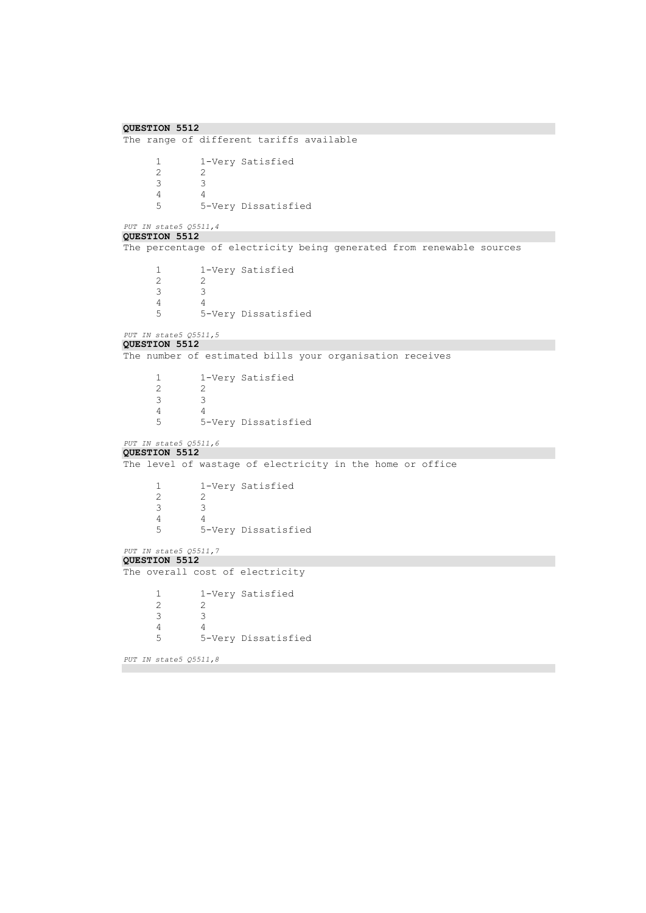**QUESTION 5512**

The range of different tariffs available

| | |
|---|---|
| 1 | 1-Very Satisfied |
| 2 | 2 |
| 3 | 3 |
| 4 | 4 |
| 5 | 5-Very Dissatisfied |

*PUT IN state5 Q5511,4*

**QUESTION 5512**

The percentage of electricity being generated from renewable sources

| | |
|---|---|
| 1 | 1-Very Satisfied |
| 2 | 2 |
| 3 | 3 |
| 4 | 4 |
| 5 | 5-Very Dissatisfied |

*PUT IN state5 Q5511,5*

**QUESTION 5512**

The number of estimated bills your organisation receives

| | |
|---|---|
| 1 | 1-Very Satisfied |
| 2 | 2 |
| 3 | 3 |
| 4 | 4 |
| 5 | 5-Very Dissatisfied |

*PUT IN state5 Q5511,6*

**QUESTION 5512**

The level of wastage of electricity in the home or office

| | |
|---|---|
| 1 | 1-Very Satisfied |
| 2 | 2 |
| 3 | 3 |
| 4 | 4 |
| 5 | 5-Very Dissatisfied |

*PUT IN state5 Q5511,7*

**QUESTION 5512**

The overall cost of electricity

| | |
|---|---|
| 1 | 1-Very Satisfied |
| 2 | 2 |
| 3 | 3 |
| 4 | 4 |
| 5 | 5-Very Dissatisfied |

*PUT IN state5 Q5511,8*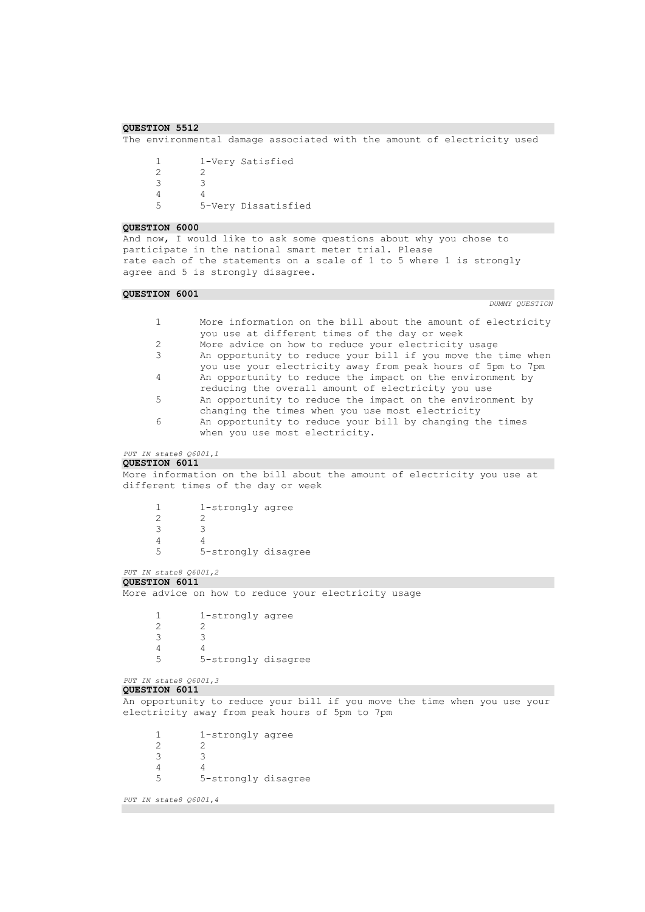**QUESTION 5512**

The environmental damage associated with the amount of electricity used

| | |
|---|---|
| 1 | 1-Very Satisfied |
| 2 | 2 |
| 3 | 3 |
| 4 | 4 |
| 5 | 5-Very Dissatisfied |

**QUESTION 6000**

And now, I would like to ask some questions about why you chose to participate in the national smart meter trial. Please rate each of the statements on a scale of 1 to 5 where 1 is strongly agree and 5 is strongly disagree.

**QUESTION 6001**

*DUMMY QUESTION*

| | |
|---|---|
| 1 | More information on the bill about the amount of electricity you use at different times of the day or week |
| 2 | More advice on how to reduce your electricity usage |
| 3 | An opportunity to reduce your bill if you move the time when you use your electricity away from peak hours of 5pm to 7pm |
| 4 | An opportunity to reduce the impact on the environment by reducing the overall amount of electricity you use |
| 5 | An opportunity to reduce the impact on the environment by changing the times when you use most electricity |
| 6 | An opportunity to reduce your bill by changing the times when you use most electricity. |

*PUT IN state8 Q6001,1*

**QUESTION 6011**

More information on the bill about the amount of electricity you use at different times of the day or week

| | |
|---|---|
| 1 | 1-strongly agree |
| 2 | 2 |
| 3 | 3 |
| 4 | 4 |
| 5 | 5-strongly disagree |

*PUT IN state8 Q6001,2*

**QUESTION 6011**

More advice on how to reduce your electricity usage

| | |
|---|---|
| 1 | 1-strongly agree |
| 2 | 2 |
| 3 | 3 |
| 4 | 4 |
| 5 | 5-strongly disagree |

*PUT IN state8 Q6001,3*

**QUESTION 6011**

An opportunity to reduce your bill if you move the time when you use your electricity away from peak hours of 5pm to 7pm

| | |
|---|---|
| 1 | 1-strongly agree |
| 2 | 2 |
| 3 | 3 |
| 4 | 4 |
| 5 | 5-strongly disagree |

*PUT IN state8 Q6001,4*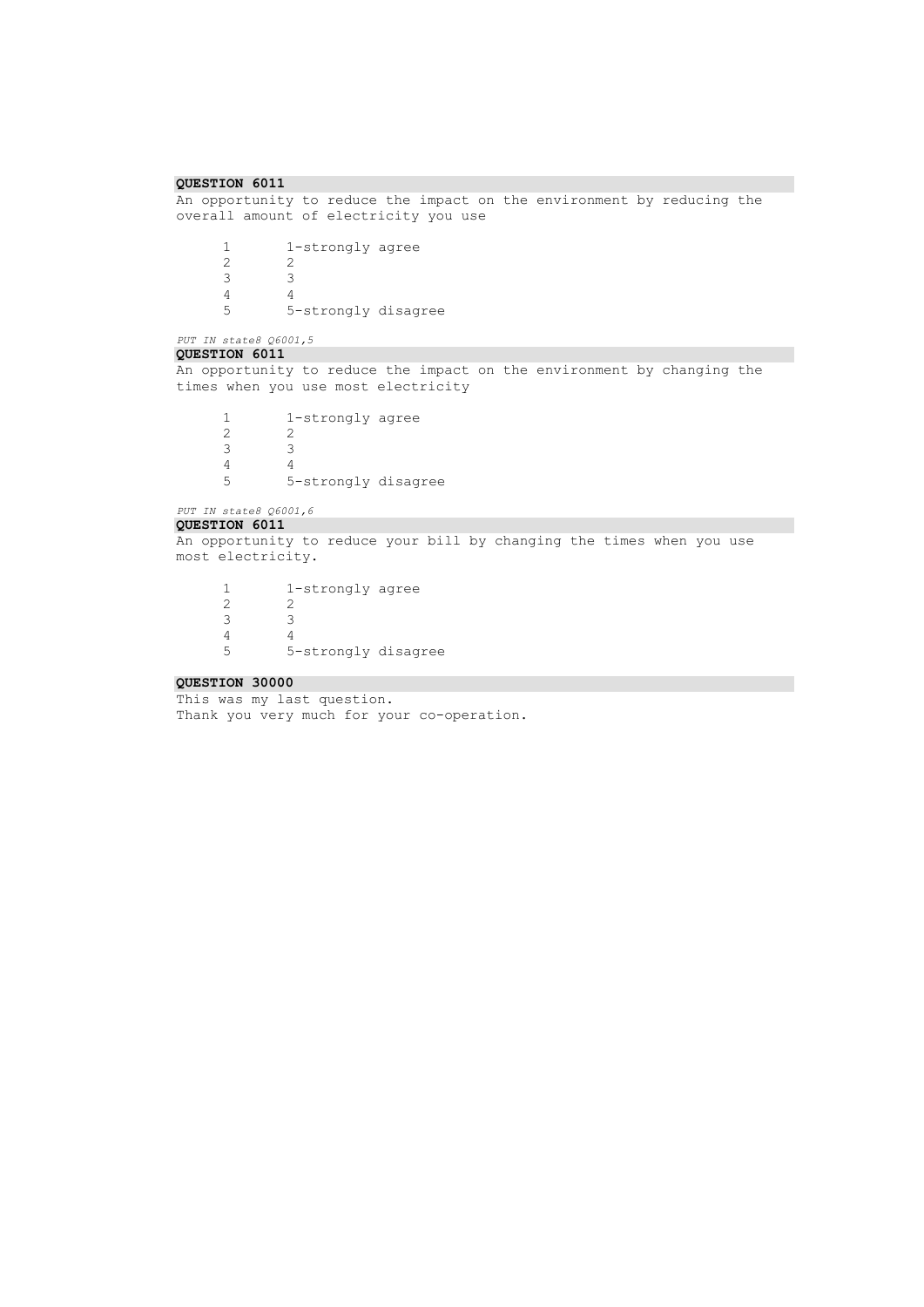**QUESTION 6011**

An opportunity to reduce the impact on the environment by reducing the overall amount of electricity you use

| | |
|---|---|
| 1 | 1-strongly agree |
| 2 | 2 |
| 3 | 3 |
| 4 | 4 |
| 5 | 5-strongly disagree |

*PUT IN state8 Q6001,5*

**QUESTION 6011**

An opportunity to reduce the impact on the environment by changing the times when you use most electricity

| | |
|---|---|
| 1 | 1-strongly agree |
| 2 | 2 |
| 3 | 3 |
| 4 | 4 |
| 5 | 5-strongly disagree |

*PUT IN state8 Q6001,6*

**QUESTION 6011**

An opportunity to reduce your bill by changing the times when you use most electricity.

| | |
|---|---|
| 1 | 1-strongly agree |
| 2 | 2 |
| 3 | 3 |
| 4 | 4 |
| 5 | 5-strongly disagree |

**QUESTION 30000**

This was my last question.
Thank you very much for your co-operation.